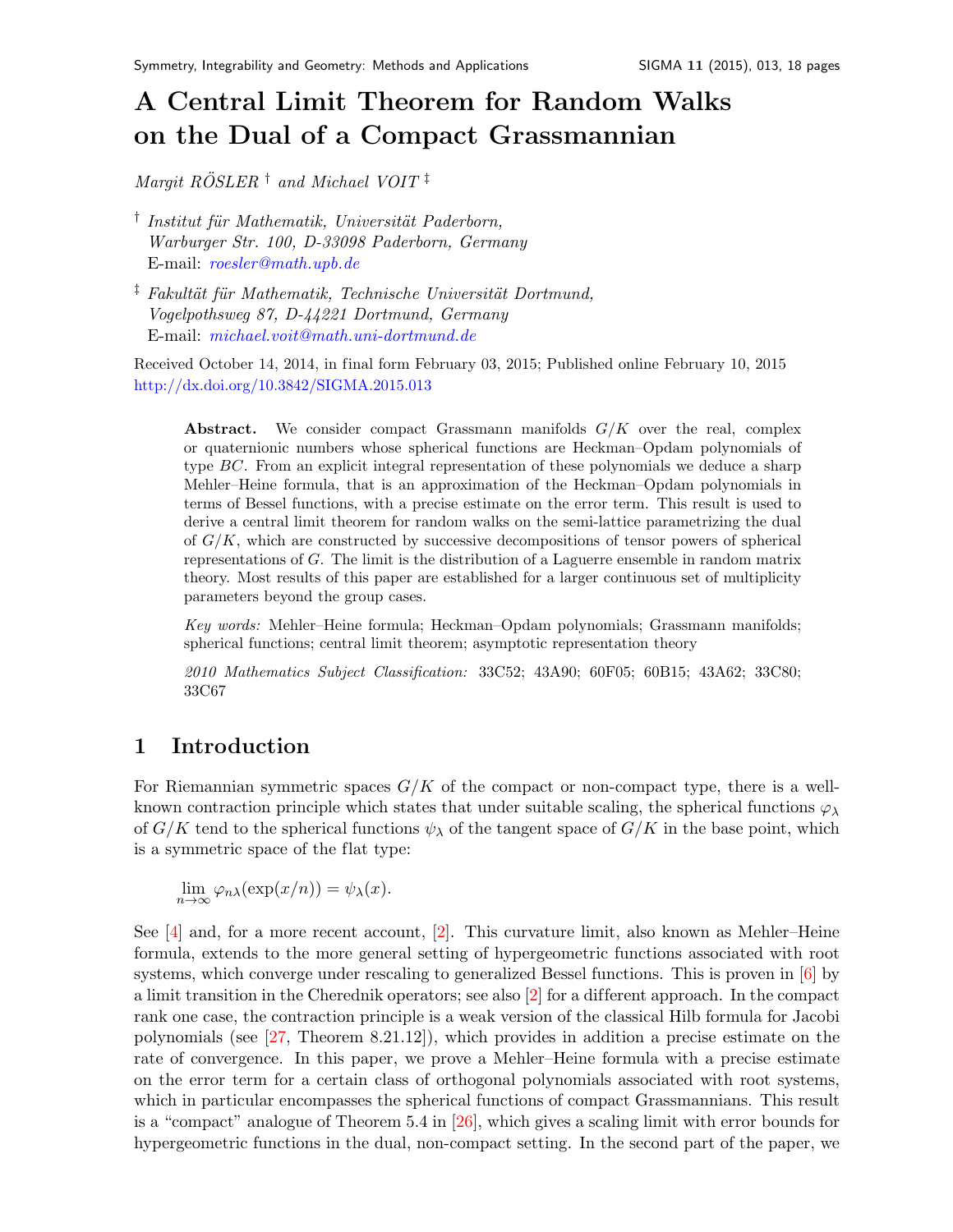# A Central Limit Theorem for Random Walks on the Dual of a Compact Grassmannian

*Margit RÖSLER* [†] *and Michael VOIT* [‡]

[†] *Institut für Mathematik, Universität Paderborn, Warburger Str. 100, D-33098 Paderborn, Germany*
E-mail: roesler@math.upb.de

[‡] *Fakultät für Mathematik, Technische Universität Dortmund, Vogelpothsweg 87, D-44221 Dortmund, Germany*
E-mail: michael.voit@math.uni-dortmund.de

Received October 14, 2014, in final form February 03, 2015; Published online February 10, 2015
http://dx.doi.org/10.3842/SIGMA.2015.013

**Abstract.** We consider compact Grassmann manifolds $G/K$ over the real, complex or quaternionic numbers whose spherical functions are Heckman–Opdam polynomials of type $BC$. From an explicit integral representation of these polynomials we deduce a sharp Mehler–Heine formula, that is an approximation of the Heckman–Opdam polynomials in terms of Bessel functions, with a precise estimate on the error term. This result is used to derive a central limit theorem for random walks on the semi-lattice parametrizing the dual of $G/K$, which are constructed by successive decompositions of tensor powers of spherical representations of $G$. The limit is the distribution of a Laguerre ensemble in random matrix theory. Most results of this paper are established for a larger continuous set of multiplicity parameters beyond the group cases.

*Key words:* Mehler–Heine formula; Heckman–Opdam polynomials; Grassmann manifolds; spherical functions; central limit theorem; asymptotic representation theory

*2010 Mathematics Subject Classification:* 33C52; 43A90; 60F05; 60B15; 43A62; 33C80; 33C67

## 1 Introduction

For Riemannian symmetric spaces $G/K$ of the compact or non-compact type, there is a well-known contraction principle which states that under suitable scaling, the spherical functions $\varphi_\lambda$ of $G/K$ tend to the spherical functions $\psi_\lambda$ of the tangent space of $G/K$ in the base point, which is a symmetric space of the flat type:

$$\lim_{n\to\infty} \varphi_{n\lambda}(\exp(x/n)) = \psi_\lambda(x).$$

See [4] and, for a more recent account, [2]. This curvature limit, also known as Mehler–Heine formula, extends to the more general setting of hypergeometric functions associated with root systems, which converge under rescaling to generalized Bessel functions. This is proven in [6] by a limit transition in the Cherednik operators; see also [2] for a different approach. In the compact rank one case, the contraction principle is a weak version of the classical Hilb formula for Jacobi polynomials (see [27, Theorem 8.21.12]), which provides in addition a precise estimate on the rate of convergence. In this paper, we prove a Mehler–Heine formula with a precise estimate on the error term for a certain class of orthogonal polynomials associated with root systems, which in particular encompasses the spherical functions of compact Grassmannians. This result is a "compact" analogue of Theorem 5.4 in [26], which gives a scaling limit with error bounds for hypergeometric functions in the dual, non-compact setting. In the second part of the paper, we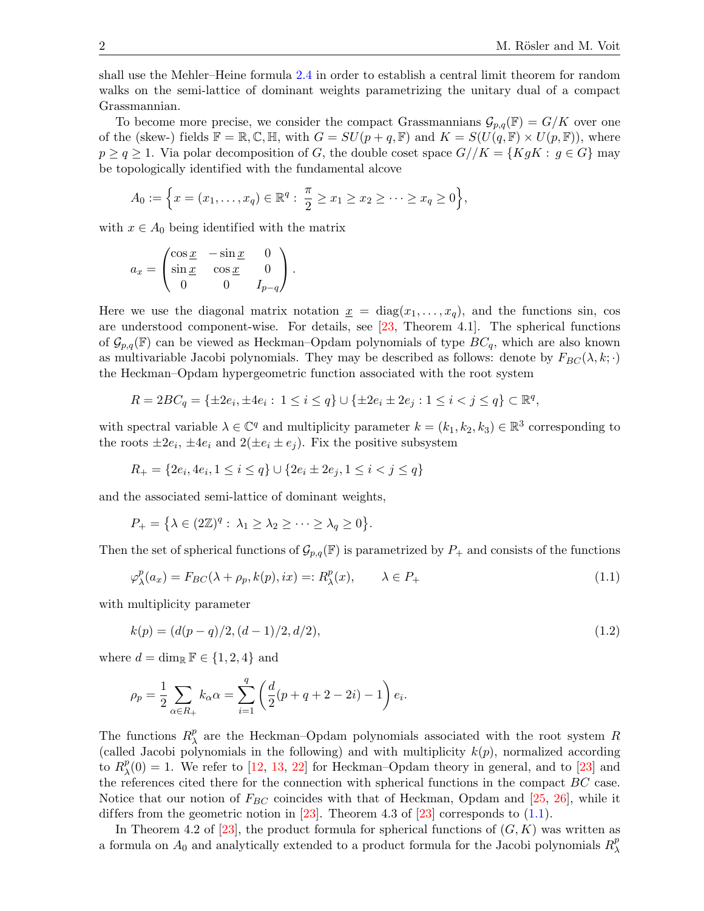shall use the Mehler–Heine formula 2.4 in order to establish a central limit theorem for random walks on the semi-lattice of dominant weights parametrizing the unitary dual of a compact Grassmannian.

To become more precise, we consider the compact Grassmannians $\mathcal{G}_{p,q}(\mathbb{F}) = G/K$ over one of the (skew-) fields $\mathbb{F} = \mathbb{R}, \mathbb{C}, \mathbb{H}$, with $G = SU(p+q, \mathbb{F})$ and $K = S(U(q,\mathbb{F}) \times U(p,\mathbb{F}))$, where $p \geq q \geq 1$. Via polar decomposition of $G$, the double coset space $G//K = \{KgK : g \in G\}$ may be topologically identified with the fundamental alcove

$$A_0 := \Big\{ x = (x_1, \ldots, x_q) \in \mathbb{R}^q : \ \frac{\pi}{2} \geq x_1 \geq x_2 \geq \cdots \geq x_q \geq 0 \Big\},$$

with $x \in A_0$ being identified with the matrix

$$a_x = \begin{pmatrix} \cos \underline{x} & -\sin \underline{x} & 0 \\ \sin \underline{x} & \cos \underline{x} & 0 \\ 0 & 0 & I_{p-q} \end{pmatrix}.$$

Here we use the diagonal matrix notation $\underline{x} = \operatorname{diag}(x_1, \ldots, x_q)$, and the functions sin, cos are understood component-wise. For details, see [23, Theorem 4.1]. The spherical functions of $\mathcal{G}_{p,q}(\mathbb{F})$ can be viewed as Heckman–Opdam polynomials of type $BC_q$, which are also known as multivariable Jacobi polynomials. They may be described as follows: denote by $F_{BC}(\lambda, k; \cdot)$ the Heckman–Opdam hypergeometric function associated with the root system

$$R = 2BC_q = \{\pm 2e_i, \pm 4e_i : \ 1 \leq i \leq q\} \cup \{\pm 2e_i \pm 2e_j : 1 \leq i < j \leq q\} \subset \mathbb{R}^q,$$

with spectral variable $\lambda \in \mathbb{C}^q$ and multiplicity parameter $k = (k_1, k_2, k_3) \in \mathbb{R}^3$ corresponding to the roots $\pm 2e_i$, $\pm 4e_i$ and $2(\pm e_i \pm e_j)$. Fix the positive subsystem

$$R_+ = \{2e_i, 4e_i, 1 \leq i \leq q\} \cup \{2e_i \pm 2e_j, 1 \leq i < j \leq q\}$$

and the associated semi-lattice of dominant weights,

$$P_+ = \big\{ \lambda \in (2\mathbb{Z})^q : \ \lambda_1 \geq \lambda_2 \geq \cdots \geq \lambda_q \geq 0 \big\}.$$

Then the set of spherical functions of $\mathcal{G}_{p,q}(\mathbb{F})$ is parametrized by $P_+$ and consists of the functions

$$\varphi_\lambda^p(a_x) = F_{BC}(\lambda + \rho_p, k(p), ix) =: R_\lambda^p(x), \qquad \lambda \in P_+ \tag{1.1}$$

with multiplicity parameter

$$k(p) = (d(p-q)/2, (d-1)/2, d/2), \tag{1.2}$$

where $d = \dim_{\mathbb{R}} \mathbb{F} \in \{1, 2, 4\}$ and

$$\rho_p = \frac{1}{2} \sum_{\alpha \in R_+} k_\alpha \alpha = \sum_{i=1}^{q} \Big( \frac{d}{2}(p + q + 2 - 2i) - 1 \Big) e_i.$$

The functions $R_\lambda^p$ are the Heckman–Opdam polynomials associated with the root system $R$ (called Jacobi polynomials in the following) and with multiplicity $k(p)$, normalized according to $R_\lambda^p(0) = 1$. We refer to [12, 13, 22] for Heckman–Opdam theory in general, and to [23] and the references cited there for the connection with spherical functions in the compact $BC$ case. Notice that our notion of $F_{BC}$ coincides with that of Heckman, Opdam and [25, 26], while it differs from the geometric notion in [23]. Theorem 4.3 of [23] corresponds to (1.1).

In Theorem 4.2 of [23], the product formula for spherical functions of $(G, K)$ was written as a formula on $A_0$ and analytically extended to a product formula for the Jacobi polynomials $R_\lambda^p$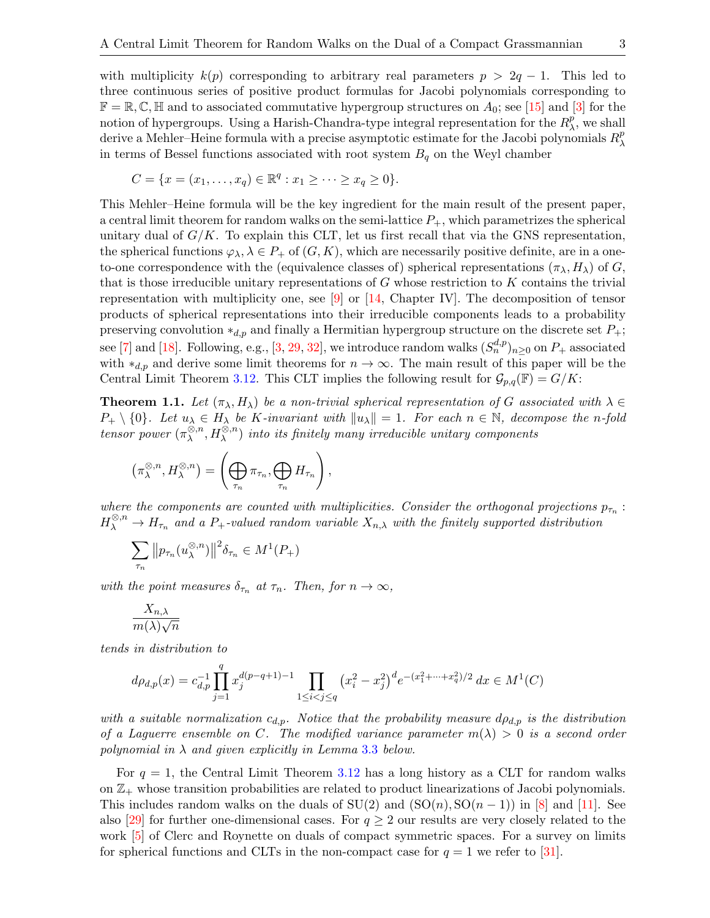with multiplicity $k(p)$ corresponding to arbitrary real parameters $p > 2q-1$. This led to three continuous series of positive product formulas for Jacobi polynomials corresponding to $\mathbb{F} = \mathbb{R}, \mathbb{C}, \mathbb{H}$ and to associated commutative hypergroup structures on $A_0$; see [15] and [3] for the notion of hypergroups. Using a Harish-Chandra-type integral representation for the $R_\lambda^p$, we shall derive a Mehler–Heine formula with a precise asymptotic estimate for the Jacobi polynomials $R_\lambda^p$ in terms of Bessel functions associated with root system $B_q$ on the Weyl chamber

$$C = \{x = (x_1, \ldots, x_q) \in \mathbb{R}^q : x_1 \geq \cdots \geq x_q \geq 0\}.$$

This Mehler–Heine formula will be the key ingredient for the main result of the present paper, a central limit theorem for random walks on the semi-lattice $P_+$, which parametrizes the spherical unitary dual of $G/K$. To explain this CLT, let us first recall that via the GNS representation, the spherical functions $\varphi_\lambda, \lambda \in P_+$ of $(G, K)$, which are necessarily positive definite, are in a one-to-one correspondence with the (equivalence classes of) spherical representations $(\pi_\lambda, H_\lambda)$ of $G$, that is those irreducible unitary representations of $G$ whose restriction to $K$ contains the trivial representation with multiplicity one, see [9] or [14, Chapter IV]. The decomposition of tensor products of spherical representations into their irreducible components leads to a probability preserving convolution $*_{d,p}$ and finally a Hermitian hypergroup structure on the discrete set $P_+$; see [7] and [18]. Following, e.g., [3, 29, 32], we introduce random walks $(S_n^{d,p})_{n\geq 0}$ on $P_+$ associated with $*_{d,p}$ and derive some limit theorems for $n \to \infty$. The main result of this paper will be the Central Limit Theorem 3.12. This CLT implies the following result for $\mathcal{G}_{p,q}(\mathbb{F}) = G/K$:

**Theorem 1.1.** *Let $(\pi_\lambda, H_\lambda)$ be a non-trivial spherical representation of $G$ associated with $\lambda \in P_+ \setminus \{0\}$. Let $u_\lambda \in H_\lambda$ be $K$-invariant with $\|u_\lambda\| = 1$. For each $n \in \mathbb{N}$, decompose the $n$-fold tensor power $(\pi_\lambda^{\otimes,n}, H_\lambda^{\otimes,n})$ into its finitely many irreducible unitary components*

$$(\pi_\lambda^{\otimes,n}, H_\lambda^{\otimes,n}) = \left( \bigoplus_{\tau_n} \pi_{\tau_n}, \bigoplus_{\tau_n} H_{\tau_n} \right),$$

*where the components are counted with multiplicities. Consider the orthogonal projections $p_{\tau_n} : H_\lambda^{\otimes,n} \to H_{\tau_n}$ and a $P_+$-valued random variable $X_{n,\lambda}$ with the finitely supported distribution*

$$\sum_{\tau_n} \left\| p_{\tau_n}(u_\lambda^{\otimes,n}) \right\|^2 \delta_{\tau_n} \in M^1(P_+)$$

*with the point measures $\delta_{\tau_n}$ at $\tau_n$. Then, for $n \to \infty$,*

$$\frac{X_{n,\lambda}}{m(\lambda)\sqrt{n}}$$

*tends in distribution to*

$$d\rho_{d,p}(x) = c_{d,p}^{-1} \prod_{j=1}^{q} x_j^{d(p-q+1)-1} \prod_{1\leq i<j\leq q} \left(x_i^2 - x_j^2\right)^d e^{-(x_1^2+\cdots+x_q^2)/2} \, dx \in M^1(C)$$

*with a suitable normalization $c_{d,p}$. Notice that the probability measure $d\rho_{d,p}$ is the distribution of a Laguerre ensemble on $C$. The modified variance parameter $m(\lambda) > 0$ is a second order polynomial in $\lambda$ and given explicitly in Lemma 3.3 below.*

For $q = 1$, the Central Limit Theorem 3.12 has a long history as a CLT for random walks on $\mathbb{Z}_+$ whose transition probabilities are related to product linearizations of Jacobi polynomials. This includes random walks on the duals of $\mathrm{SU}(2)$ and $(\mathrm{SO}(n), \mathrm{SO}(n-1))$ in [8] and [11]. See also [29] for further one-dimensional cases. For $q \geq 2$ our results are very closely related to the work [5] of Clerc and Roynette on duals of compact symmetric spaces. For a survey on limits for spherical functions and CLTs in the non-compact case for $q = 1$ we refer to [31].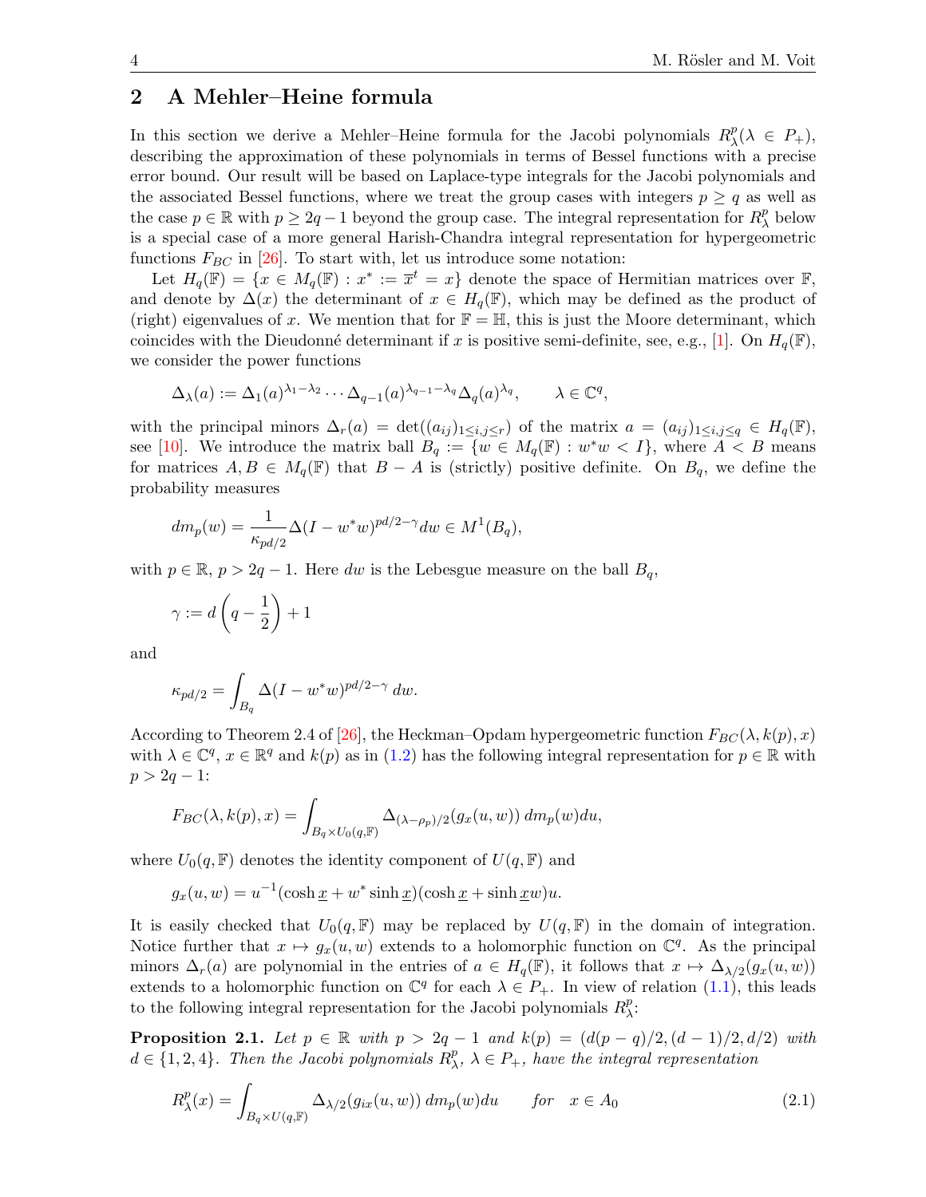## 2 A Mehler–Heine formula

In this section we derive a Mehler–Heine formula for the Jacobi polynomials $R_\lambda^p(\lambda \in P_+)$, describing the approximation of these polynomials in terms of Bessel functions with a precise error bound. Our result will be based on Laplace-type integrals for the Jacobi polynomials and the associated Bessel functions, where we treat the group cases with integers $p \geq q$ as well as the case $p \in \mathbb{R}$ with $p \geq 2q-1$ beyond the group case. The integral representation for $R_\lambda^p$ below is a special case of a more general Harish-Chandra integral representation for hypergeometric functions $F_{BC}$ in [26]. To start with, let us introduce some notation:

Let $H_q(\mathbb{F}) = \{x \in M_q(\mathbb{F}) : x^* := \overline{x}^t = x\}$ denote the space of Hermitian matrices over $\mathbb{F}$, and denote by $\Delta(x)$ the determinant of $x \in H_q(\mathbb{F})$, which may be defined as the product of (right) eigenvalues of $x$. We mention that for $\mathbb{F} = \mathbb{H}$, this is just the Moore determinant, which coincides with the Dieudonné determinant if $x$ is positive semi-definite, see, e.g., [1]. On $H_q(\mathbb{F})$, we consider the power functions

$$\Delta_\lambda(a) := \Delta_1(a)^{\lambda_1-\lambda_2} \cdots \Delta_{q-1}(a)^{\lambda_{q-1}-\lambda_q}\Delta_q(a)^{\lambda_q}, \qquad \lambda \in \mathbb{C}^q,$$

with the principal minors $\Delta_r(a) = \det((a_{ij})_{1\leq i,j\leq r})$ of the matrix $a = (a_{ij})_{1\leq i,j\leq q} \in H_q(\mathbb{F})$, see [10]. We introduce the matrix ball $B_q := \{w \in M_q(\mathbb{F}) : w^*w < I\}$, where $A < B$ means for matrices $A, B \in M_q(\mathbb{F})$ that $B - A$ is (strictly) positive definite. On $B_q$, we define the probability measures

$$dm_p(w) = \frac{1}{\kappa_{pd/2}} \Delta(I - w^*w)^{pd/2-\gamma} dw \in M^1(B_q),$$

with $p \in \mathbb{R}$, $p > 2q-1$. Here $dw$ is the Lebesgue measure on the ball $B_q$,

$$\gamma := d\left(q - \frac{1}{2}\right) + 1$$

and

$$\kappa_{pd/2} = \int_{B_q} \Delta(I - w^*w)^{pd/2-\gamma}\, dw.$$

According to Theorem 2.4 of [26], the Heckman–Opdam hypergeometric function $F_{BC}(\lambda, k(p), x)$ with $\lambda \in \mathbb{C}^q$, $x \in \mathbb{R}^q$ and $k(p)$ as in (1.2) has the following integral representation for $p \in \mathbb{R}$ with $p > 2q-1$:

$$F_{BC}(\lambda, k(p), x) = \int_{B_q \times U_0(q,\mathbb{F})} \Delta_{(\lambda-\rho_p)/2}(g_x(u,w))\, dm_p(w) du,$$

where $U_0(q, \mathbb{F})$ denotes the identity component of $U(q, \mathbb{F})$ and

$$g_x(u, w) = u^{-1}(\cosh \underline{x} + w^* \sinh \underline{x})(\cosh \underline{x} + \sinh \underline{x} w)u.$$

It is easily checked that $U_0(q, \mathbb{F})$ may be replaced by $U(q, \mathbb{F})$ in the domain of integration. Notice further that $x \mapsto g_x(u, w)$ extends to a holomorphic function on $\mathbb{C}^q$. As the principal minors $\Delta_r(a)$ are polynomial in the entries of $a \in H_q(\mathbb{F})$, it follows that $x \mapsto \Delta_{\lambda/2}(g_x(u, w))$ extends to a holomorphic function on $\mathbb{C}^q$ for each $\lambda \in P_+$. In view of relation (1.1), this leads to the following integral representation for the Jacobi polynomials $R_\lambda^p$:

**Proposition 2.1.** *Let $p \in \mathbb{R}$ with $p > 2q-1$ and $k(p) = (d(p-q)/2, (d-1)/2, d/2)$ with $d \in \{1, 2, 4\}$. Then the Jacobi polynomials $R_\lambda^p$, $\lambda \in P_+$, have the integral representation*

$$R_\lambda^p(x) = \int_{B_q \times U(q,\mathbb{F})} \Delta_{\lambda/2}(g_{ix}(u, w))\, dm_p(w) du \qquad \text{for} \quad x \in A_0 \tag{2.1}$$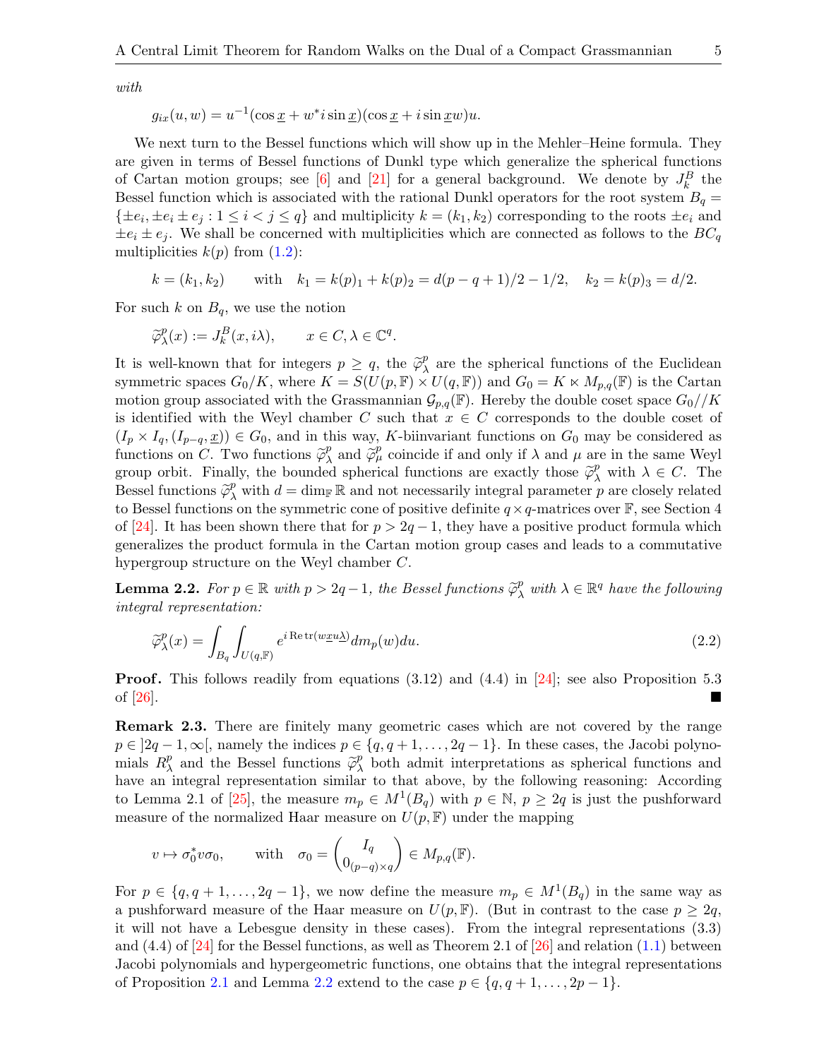*with*

$$g_{ix}(u,w) = u^{-1}(\cos \underline{x} + w^* i \sin \underline{x})(\cos \underline{x} + i \sin \underline{x} w)u.$$

We next turn to the Bessel functions which will show up in the Mehler–Heine formula. They are given in terms of Bessel functions of Dunkl type which generalize the spherical functions of Cartan motion groups; see [6] and [21] for a general background. We denote by $J_k^B$ the Bessel function which is associated with the rational Dunkl operators for the root system $B_q = \{\pm e_i, \pm e_i \pm e_j : 1 \le i < j \le q\}$ and multiplicity $k = (k_1, k_2)$ corresponding to the roots $\pm e_i$ and $\pm e_i \pm e_j$. We shall be concerned with multiplicities which are connected as follows to the $BC_q$ multiplicities $k(p)$ from (1.2):

$$k = (k_1, k_2) \qquad \text{with} \quad k_1 = k(p)_1 + k(p)_2 = d(p-q+1)/2 - 1/2, \quad k_2 = k(p)_3 = d/2.$$

For such $k$ on $B_q$, we use the notion

$$\widetilde{\varphi}_\lambda^p(x) := J_k^B(x, i\lambda), \qquad x \in C, \lambda \in \mathbb{C}^q.$$

It is well-known that for integers $p \ge q$, the $\widetilde{\varphi}_\lambda^p$ are the spherical functions of the Euclidean symmetric spaces $G_0/K$, where $K = S(U(p,\mathbb{F}) \times U(q,\mathbb{F}))$ and $G_0 = K \ltimes M_{p,q}(\mathbb{F})$ is the Cartan motion group associated with the Grassmannian $\mathcal{G}_{p,q}(\mathbb{F})$. Hereby the double coset space $G_0//K$ is identified with the Weyl chamber $C$ such that $x \in C$ corresponds to the double coset of $(I_p \times I_q, (I_{p-q}, \underline{x})) \in G_0$, and in this way, $K$-biinvariant functions on $G_0$ may be considered as functions on $C$. Two functions $\widetilde{\varphi}_\lambda^p$ and $\widetilde{\varphi}_\mu^p$ coincide if and only if $\lambda$ and $\mu$ are in the same Weyl group orbit. Finally, the bounded spherical functions are exactly those $\widetilde{\varphi}_\lambda^p$ with $\lambda \in C$. The Bessel functions $\widetilde{\varphi}_\lambda^p$ with $d = \dim_{\mathbb{F}} \mathbb{R}$ and not necessarily integral parameter $p$ are closely related to Bessel functions on the symmetric cone of positive definite $q \times q$-matrices over $\mathbb{F}$, see Section 4 of [24]. It has been shown there that for $p > 2q - 1$, they have a positive product formula which generalizes the product formula in the Cartan motion group cases and leads to a commutative hypergroup structure on the Weyl chamber $C$.

**Lemma 2.2.** *For $p \in \mathbb{R}$ with $p > 2q-1$, the Bessel functions $\widetilde{\varphi}_\lambda^p$ with $\lambda \in \mathbb{R}^q$ have the following integral representation:*

$$\widetilde{\varphi}_\lambda^p(x) = \int_{B_q} \int_{U(q,\mathbb{F})} e^{i \operatorname{Re} \operatorname{tr}(w \underline{x} u \underline{\lambda})} dm_p(w) du. \tag{2.2}$$

**Proof.** This follows readily from equations (3.12) and (4.4) in [24]; see also Proposition 5.3 of [26]. ∎

**Remark 2.3.** There are finitely many geometric cases which are not covered by the range $p \in ]2q-1, \infty[$, namely the indices $p \in \{q, q+1, \dots, 2q-1\}$. In these cases, the Jacobi polynomials $R_\lambda^p$ and the Bessel functions $\widetilde{\varphi}_\lambda^p$ both admit interpretations as spherical functions and have an integral representation similar to that above, by the following reasoning: According to Lemma 2.1 of [25], the measure $m_p \in M^1(B_q)$ with $p \in \mathbb{N}$, $p \ge 2q$ is just the pushforward measure of the normalized Haar measure on $U(p,\mathbb{F})$ under the mapping

$$v \mapsto \sigma_0^* v \sigma_0, \qquad \text{with} \quad \sigma_0 = \begin{pmatrix} I_q \\ 0_{(p-q)\times q} \end{pmatrix} \in M_{p,q}(\mathbb{F}).$$

For $p \in \{q, q+1, \dots, 2q-1\}$, we now define the measure $m_p \in M^1(B_q)$ in the same way as a pushforward measure of the Haar measure on $U(p,\mathbb{F})$. (But in contrast to the case $p \ge 2q$, it will not have a Lebesgue density in these cases). From the integral representations (3.3) and (4.4) of [24] for the Bessel functions, as well as Theorem 2.1 of [26] and relation (1.1) between Jacobi polynomials and hypergeometric functions, one obtains that the integral representations of Proposition 2.1 and Lemma 2.2 extend to the case $p \in \{q, q+1, \dots, 2p-1\}$.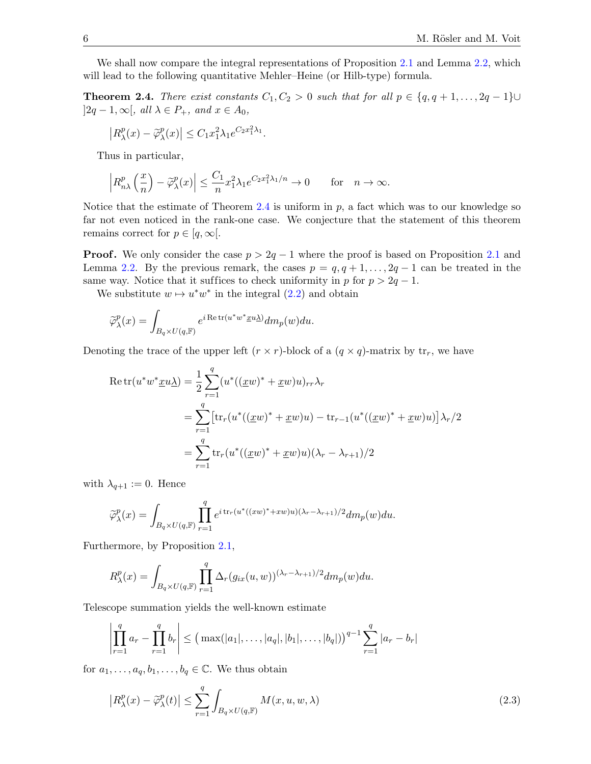We shall now compare the integral representations of Proposition 2.1 and Lemma 2.2, which will lead to the following quantitative Mehler–Heine (or Hilb-type) formula.

**Theorem 2.4.** *There exist constants $C_1, C_2 > 0$ such that for all $p \in \{q, q+1, \ldots, 2q-1\} \cup ]2q-1, \infty[$, all $\lambda \in P_+$, and $x \in A_0$,*

$$\left| R^p_\lambda(x) - \widetilde{\varphi}^p_\lambda(x) \right| \le C_1 x_1^2 \lambda_1 e^{C_2 x_1^2 \lambda_1}.$$

Thus in particular,

$$\left| R^p_{n\lambda}\left(\frac{x}{n}\right) - \widetilde{\varphi}^p_\lambda(x) \right| \le \frac{C_1}{n} x_1^2 \lambda_1 e^{C_2 x_1^2 \lambda_1 / n} \to 0 \qquad \text{for} \quad n \to \infty.$$

Notice that the estimate of Theorem 2.4 is uniform in $p$, a fact which was to our knowledge so far not even noticed in the rank-one case. We conjecture that the statement of this theorem remains correct for $p \in [q, \infty[$.

**Proof.** We only consider the case $p > 2q-1$ where the proof is based on Proposition 2.1 and Lemma 2.2. By the previous remark, the cases $p = q, q+1, \ldots, 2q-1$ can be treated in the same way. Notice that it suffices to check uniformity in $p$ for $p > 2q-1$.

We substitute $w \mapsto u^* w^*$ in the integral (2.2) and obtain

$$\widetilde{\varphi}^p_\lambda(x) = \int_{B_q \times U(q, \mathbb{F})} e^{i \operatorname{Re} \operatorname{tr}(u^* w^* \underline{x} u \underline{\lambda})} dm_p(w) du.$$

Denoting the trace of the upper left $(r \times r)$-block of a $(q \times q)$-matrix by $\operatorname{tr}_r$, we have

$$\begin{aligned}
\operatorname{Re} \operatorname{tr}(u^* w^* \underline{x} u \underline{\lambda}) &= \frac{1}{2} \sum_{r=1}^q (u^*((\underline{x}w)^* + \underline{x}w)u)_{rr} \lambda_r \\
&= \sum_{r=1}^q \left[ \operatorname{tr}_r(u^*((\underline{x}w)^* + \underline{x}w)u) - \operatorname{tr}_{r-1}(u^*((\underline{x}w)^* + \underline{x}w)u) \right] \lambda_r / 2 \\
&= \sum_{r=1}^q \operatorname{tr}_r(u^*((\underline{x}w)^* + \underline{x}w)u)(\lambda_r - \lambda_{r+1})/2
\end{aligned}$$

with $\lambda_{q+1} := 0$. Hence

$$\widetilde{\varphi}^p_\lambda(x) = \int_{B_q \times U(q, \mathbb{F})} \prod_{r=1}^q e^{i \operatorname{tr}_r(u^*((xw)^* + xw)u)(\lambda_r - \lambda_{r+1})/2} dm_p(w) du.$$

Furthermore, by Proposition 2.1,

$$R^p_\lambda(x) = \int_{B_q \times U(q, \mathbb{F})} \prod_{r=1}^q \Delta_r(g_{ix}(u, w))^{(\lambda_r - \lambda_{r+1})/2} dm_p(w) du.$$

Telescope summation yields the well-known estimate

$$\left| \prod_{r=1}^q a_r - \prod_{r=1}^q b_r \right| \le \big( \max(|a_1|, \ldots, |a_q|, |b_1|, \ldots, |b_q|) \big)^{q-1} \sum_{r=1}^q |a_r - b_r|$$

for $a_1, \ldots, a_q, b_1, \ldots, b_q \in \mathbb{C}$. We thus obtain

$$\left| R^p_\lambda(x) - \widetilde{\varphi}^p_\lambda(t) \right| \le \sum_{r=1}^q \int_{B_q \times U(q, \mathbb{F})} M(x, u, w, \lambda) \tag{2.3}$$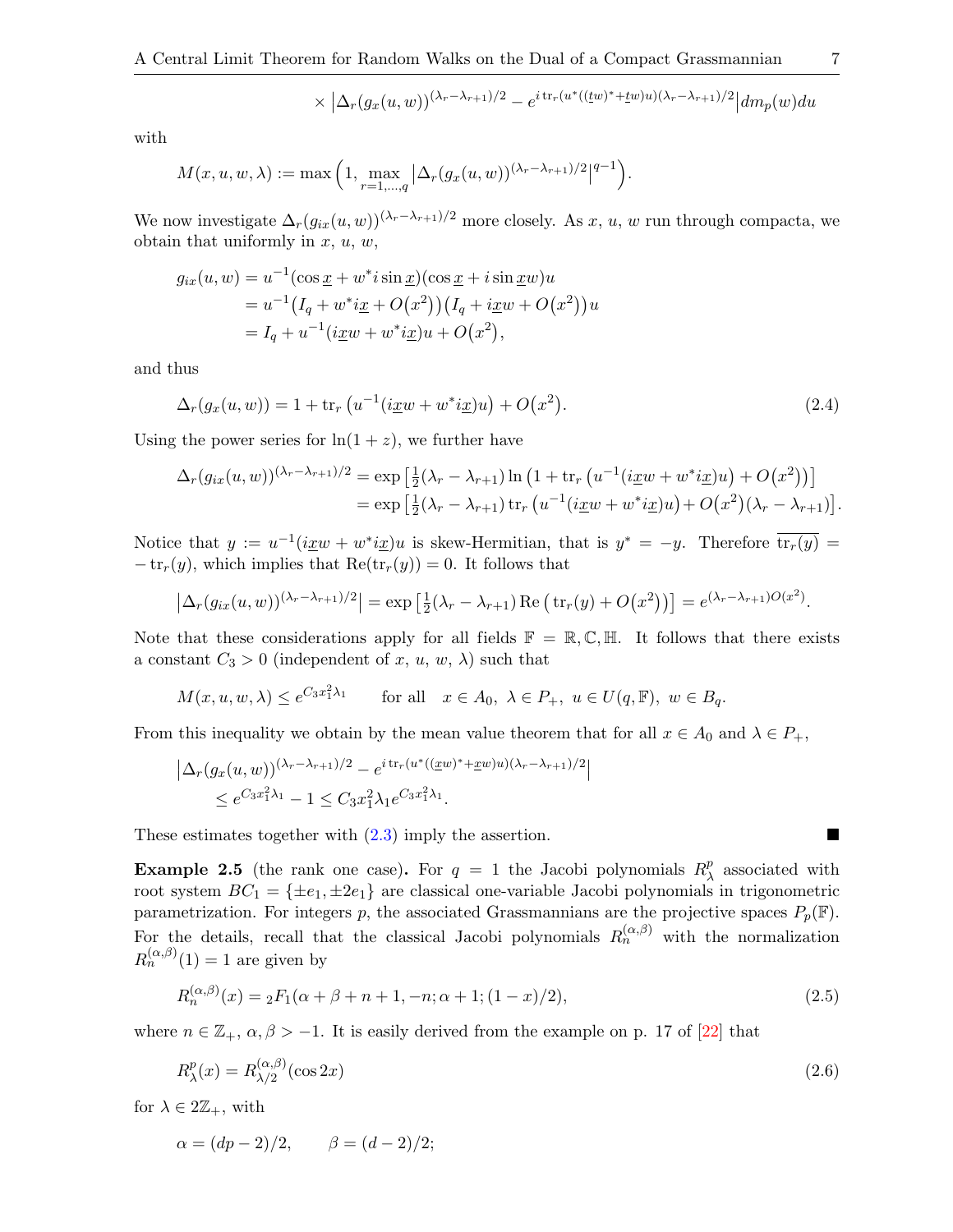$$\times \left|\Delta_r(g_x(u,w))^{(\lambda_r-\lambda_{r+1})/2} - e^{i\,\mathrm{tr}_r(u^*((\underline{t}w)^*+\underline{t}w)u)(\lambda_r-\lambda_{r+1})/2}\right| dm_p(w)du$$

with

$$M(x,u,w,\lambda) := \max\Big(1, \max_{r=1,\dots,q} \left|\Delta_r(g_x(u,w))^{(\lambda_r-\lambda_{r+1})/2}\right|^{q-1}\Big).$$

We now investigate $\Delta_r(g_{ix}(u,w))^{(\lambda_r-\lambda_{r+1})/2}$ more closely. As $x$, $u$, $w$ run through compacta, we obtain that uniformly in $x$, $u$, $w$,

$$\begin{aligned}
g_{ix}(u,w) &= u^{-1}(\cos\underline{x} + w^* i \sin\underline{x})(\cos\underline{x} + i\sin\underline{x}w)u \\
&= u^{-1}\big(I_q + w^* i\underline{x} + O(x^2)\big)\big(I_q + i\underline{x}w + O(x^2)\big)u \\
&= I_q + u^{-1}(i\underline{x}w + w^* i\underline{x})u + O(x^2),
\end{aligned}$$

and thus

$$\Delta_r(g_x(u,w)) = 1 + \mathrm{tr}_r\left(u^{-1}(i\underline{x}w + w^* i\underline{x})u\right) + O(x^2). \tag{2.4}$$

Using the power series for $\ln(1+z)$, we further have

$$\begin{aligned}
\Delta_r(g_{ix}(u,w))^{(\lambda_r-\lambda_{r+1})/2} &= \exp\left[\tfrac{1}{2}(\lambda_r-\lambda_{r+1})\ln\left(1 + \mathrm{tr}_r\left(u^{-1}(i\underline{x}w + w^* i\underline{x})u\right) + O(x^2)\right)\right] \\
&= \exp\left[\tfrac{1}{2}(\lambda_r-\lambda_{r+1})\,\mathrm{tr}_r\left(u^{-1}(i\underline{x}w + w^* i\underline{x})u\right) + O(x^2)(\lambda_r-\lambda_{r+1})\right].
\end{aligned}$$

Notice that $y := u^{-1}(i\underline{x}w + w^* i\underline{x})u$ is skew-Hermitian, that is $y^* = -y$. Therefore $\overline{\mathrm{tr}_r(y)} = -\mathrm{tr}_r(y)$, which implies that $\mathrm{Re}(\mathrm{tr}_r(y)) = 0$. It follows that

$$\left|\Delta_r(g_{ix}(u,w))^{(\lambda_r-\lambda_{r+1})/2}\right| = \exp\left[\tfrac{1}{2}(\lambda_r-\lambda_{r+1})\,\mathrm{Re}\left(\mathrm{tr}_r(y) + O(x^2)\right)\right] = e^{(\lambda_r-\lambda_{r+1})O(x^2)}.$$

Note that these considerations apply for all fields $\mathbb{F} = \mathbb{R}, \mathbb{C}, \mathbb{H}$. It follows that there exists a constant $C_3 > 0$ (independent of $x$, $u$, $w$, $\lambda$) such that

$$M(x,u,w,\lambda) \le e^{C_3 x_1^2 \lambda_1} \qquad \text{for all} \quad x \in A_0,\ \lambda \in P_+,\ u \in U(q,\mathbb{F}),\ w \in B_q.$$

From this inequality we obtain by the mean value theorem that for all $x \in A_0$ and $\lambda \in P_+$,

$$\begin{aligned}
&\left|\Delta_r(g_x(u,w))^{(\lambda_r-\lambda_{r+1})/2} - e^{i\,\mathrm{tr}_r(u^*((\underline{x}w)^*+\underline{x}w)u)(\lambda_r-\lambda_{r+1})/2}\right| \\
&\qquad \le e^{C_3 x_1^2 \lambda_1} - 1 \le C_3 x_1^2 \lambda_1 e^{C_3 x_1^2 \lambda_1}.
\end{aligned}$$

These estimates together with (2.3) imply the assertion. ■

**Example 2.5** (the rank one case)**.** For $q = 1$ the Jacobi polynomials $R^p_\lambda$ associated with root system $BC_1 = \{\pm e_1, \pm 2e_1\}$ are classical one-variable Jacobi polynomials in trigonometric parametrization. For integers $p$, the associated Grassmannians are the projective spaces $P_p(\mathbb{F})$. For the details, recall that the classical Jacobi polynomials $R^{(\alpha,\beta)}_n$ with the normalization $R^{(\alpha,\beta)}_n(1) = 1$ are given by

$$R^{(\alpha,\beta)}_n(x) = {}_2F_1(\alpha+\beta+n+1, -n; \alpha+1; (1-x)/2), \tag{2.5}$$

where $n \in \mathbb{Z}_+$, $\alpha, \beta > -1$. It is easily derived from the example on p. 17 of [22] that

$$R^p_\lambda(x) = R^{(\alpha,\beta)}_{\lambda/2}(\cos 2x) \tag{2.6}$$

for $\lambda \in 2\mathbb{Z}_+$, with

$$\alpha = (dp-2)/2, \qquad \beta = (d-2)/2;$$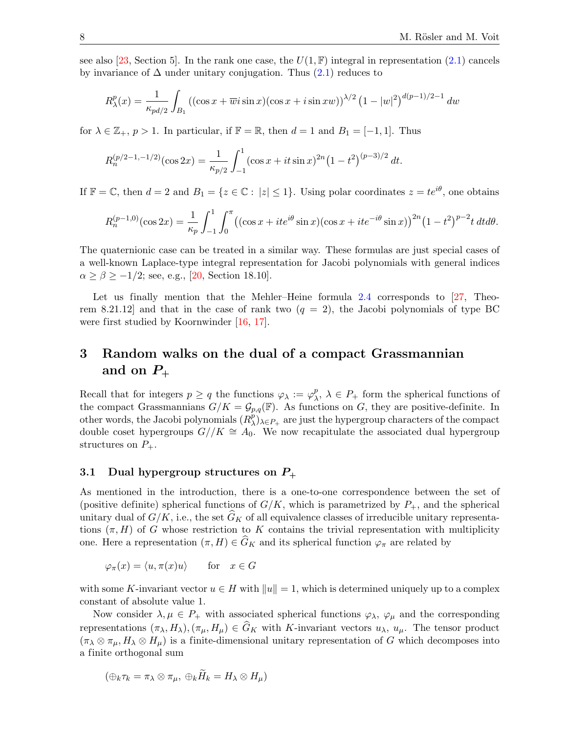see also [23, Section 5]. In the rank one case, the $U(1,\mathbb{F})$ integral in representation (2.1) cancels by invariance of $\Delta$ under unitary conjugation. Thus (2.1) reduces to

$$R_\lambda^p(x) = \frac{1}{\kappa_{pd/2}} \int_{B_1} \left((\cos x + \overline{w} i \sin x)(\cos x + i \sin x w)\right)^{\lambda/2} \left(1 - |w|^2\right)^{d(p-1)/2-1} dw$$

for $\lambda \in \mathbb{Z}_+$, $p > 1$. In particular, if $\mathbb{F} = \mathbb{R}$, then $d = 1$ and $B_1 = [-1, 1]$. Thus

$$R_n^{(p/2-1,-1/2)}(\cos 2x) = \frac{1}{\kappa_{p/2}} \int_{-1}^{1} (\cos x + it \sin x)^{2n} \left(1 - t^2\right)^{(p-3)/2} dt.$$

If $\mathbb{F} = \mathbb{C}$, then $d = 2$ and $B_1 = \{z \in \mathbb{C} : |z| \le 1\}$. Using polar coordinates $z = te^{i\theta}$, one obtains

$$R_n^{(p-1,0)}(\cos 2x) = \frac{1}{\kappa_p} \int_{-1}^{1} \int_0^{\pi} \left((\cos x + ite^{i\theta} \sin x)(\cos x + ite^{-i\theta} \sin x)\right)^{2n} \left(1 - t^2\right)^{p-2} t \, dt d\theta.$$

The quaternionic case can be treated in a similar way. These formulas are just special cases of a well-known Laplace-type integral representation for Jacobi polynomials with general indices $\alpha \ge \beta \ge -1/2$; see, e.g., [20, Section 18.10].

Let us finally mention that the Mehler–Heine formula 2.4 corresponds to [27, Theorem 8.21.12] and that in the case of rank two ($q = 2$), the Jacobi polynomials of type BC were first studied by Koornwinder [16, 17].

# 3 Random walks on the dual of a compact Grassmannian and on $P_+$

Recall that for integers $p \ge q$ the functions $\varphi_\lambda := \varphi_\lambda^p$, $\lambda \in P_+$ form the spherical functions of the compact Grassmannians $G/K = \mathcal{G}_{p,q}(\mathbb{F})$. As functions on $G$, they are positive-definite. In other words, the Jacobi polynomials $(R_\lambda^p)_{\lambda \in P_+}$ are just the hypergroup characters of the compact double coset hypergroups $G//K \cong A_0$. We now recapitulate the associated dual hypergroup structures on $P_+$.

## 3.1 Dual hypergroup structures on $P_+$

As mentioned in the introduction, there is a one-to-one correspondence between the set of (positive definite) spherical functions of $G/K$, which is parametrized by $P_+$, and the spherical unitary dual of $G/K$, i.e., the set $\widehat{G}_K$ of all equivalence classes of irreducible unitary representations $(\pi, H)$ of $G$ whose restriction to $K$ contains the trivial representation with multiplicity one. Here a representation $(\pi, H) \in \widehat{G}_K$ and its spherical function $\varphi_\pi$ are related by

$$\varphi_\pi(x) = \langle u, \pi(x) u \rangle \qquad \text{for} \quad x \in G$$

with some $K$-invariant vector $u \in H$ with $\|u\| = 1$, which is determined uniquely up to a complex constant of absolute value 1.

Now consider $\lambda, \mu \in P_+$ with associated spherical functions $\varphi_\lambda$, $\varphi_\mu$ and the corresponding representations $(\pi_\lambda, H_\lambda), (\pi_\mu, H_\mu) \in \widehat{G}_K$ with $K$-invariant vectors $u_\lambda$, $u_\mu$. The tensor product $(\pi_\lambda \otimes \pi_\mu, H_\lambda \otimes H_\mu)$ is a finite-dimensional unitary representation of $G$ which decomposes into a finite orthogonal sum

$$(\oplus_k \tau_k = \pi_\lambda \otimes \pi_\mu, \ \oplus_k \widetilde{H}_k = H_\lambda \otimes H_\mu)$$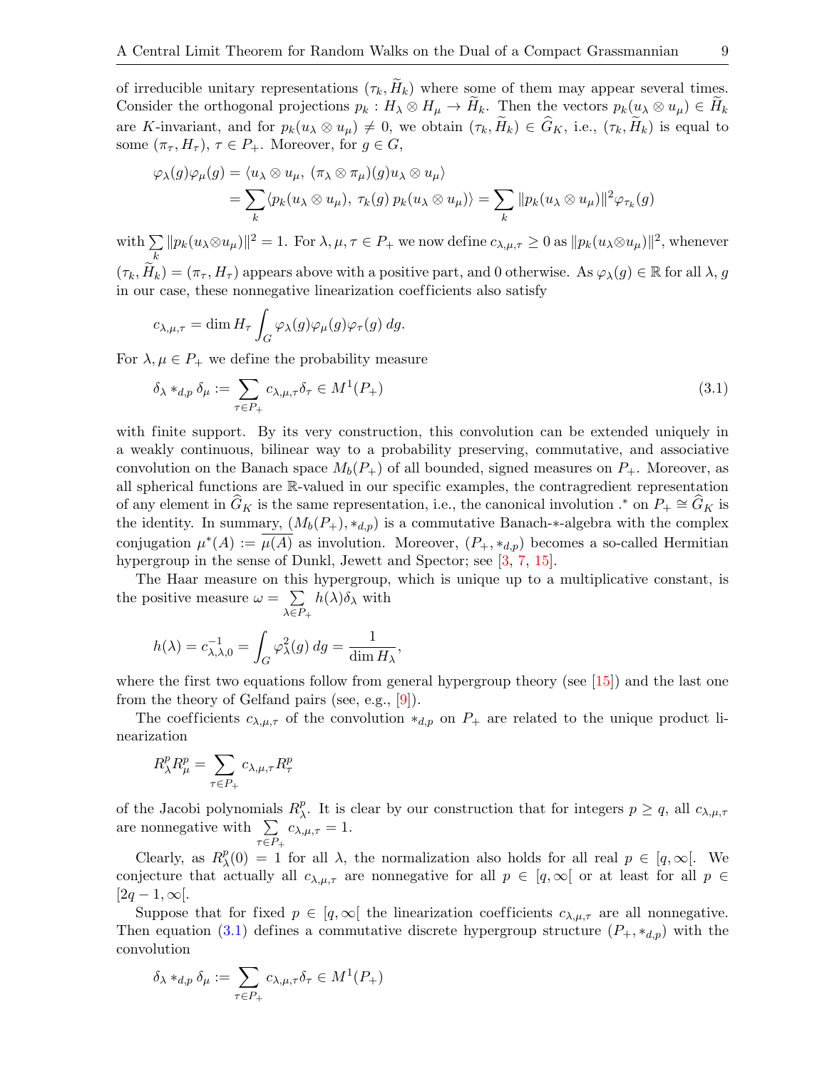of irreducible unitary representations $(\tau_k, \widetilde{H}_k)$ where some of them may appear several times. Consider the orthogonal projections $p_k : H_\lambda \otimes H_\mu \to \widetilde{H}_k$. Then the vectors $p_k(u_\lambda \otimes u_\mu) \in \widetilde{H}_k$ are $K$-invariant, and for $p_k(u_\lambda \otimes u_\mu) \neq 0$, we obtain $(\tau_k, \widetilde{H}_k) \in \widehat{G}_K$, i.e., $(\tau_k, \widetilde{H}_k)$ is equal to some $(\pi_\tau, H_\tau)$, $\tau \in P_+$. Moreover, for $g \in G$,

$$\begin{aligned}\varphi_\lambda(g)\varphi_\mu(g) &= \langle u_\lambda \otimes u_\mu,\ (\pi_\lambda \otimes \pi_\mu)(g) u_\lambda \otimes u_\mu\rangle \\ &= \sum_k \langle p_k(u_\lambda \otimes u_\mu),\ \tau_k(g)\, p_k(u_\lambda \otimes u_\mu)\rangle = \sum_k \|p_k(u_\lambda \otimes u_\mu)\|^2 \varphi_{\tau_k}(g)\end{aligned}$$

with $\sum_k \|p_k(u_\lambda \otimes u_\mu)\|^2 = 1$. For $\lambda, \mu, \tau \in P_+$ we now define $c_{\lambda,\mu,\tau} \geq 0$ as $\|p_k(u_\lambda \otimes u_\mu)\|^2$, whenever $(\tau_k, \widetilde{H}_k) = (\pi_\tau, H_\tau)$ appears above with a positive part, and 0 otherwise. As $\varphi_\lambda(g) \in \mathbb{R}$ for all $\lambda, g$ in our case, these nonnegative linearization coefficients also satisfy

$$c_{\lambda,\mu,\tau} = \dim H_\tau \int_G \varphi_\lambda(g)\varphi_\mu(g)\varphi_\tau(g)\, dg.$$

For $\lambda, \mu \in P_+$ we define the probability measure

$$\delta_\lambda *_{d,p} \delta_\mu := \sum_{\tau \in P_+} c_{\lambda,\mu,\tau}\delta_\tau \in M^1(P_+) \tag{3.1}$$

with finite support. By its very construction, this convolution can be extended uniquely in a weakly continuous, bilinear way to a probability preserving, commutative, and associative convolution on the Banach space $M_b(P_+)$ of all bounded, signed measures on $P_+$. Moreover, as all spherical functions are $\mathbb{R}$-valued in our specific examples, the contragredient representation of any element in $\widehat{G}_K$ is the same representation, i.e., the canonical involution $.^*$ on $P_+ \cong \widehat{G}_K$ is the identity. In summary, $(M_b(P_+), *_{d,p})$ is a commutative Banach-$*$-algebra with the complex conjugation $\mu^*(A) := \overline{\mu(A)}$ as involution. Moreover, $(P_+, *_{d,p})$ becomes a so-called Hermitian hypergroup in the sense of Dunkl, Jewett and Spector; see [3, 7, 15].

The Haar measure on this hypergroup, which is unique up to a multiplicative constant, is the positive measure $\omega = \sum_{\lambda \in P_+} h(\lambda)\delta_\lambda$ with

$$h(\lambda) = c_{\lambda,\lambda,0}^{-1} = \int_G \varphi_\lambda^2(g)\, dg = \frac{1}{\dim H_\lambda},$$

where the first two equations follow from general hypergroup theory (see [15]) and the last one from the theory of Gelfand pairs (see, e.g., [9]).

The coefficients $c_{\lambda,\mu,\tau}$ of the convolution $*_{d,p}$ on $P_+$ are related to the unique product linearization

$$R^p_\lambda R^p_\mu = \sum_{\tau \in P_+} c_{\lambda,\mu,\tau} R^p_\tau$$

of the Jacobi polynomials $R^p_\lambda$. It is clear by our construction that for integers $p \geq q$, all $c_{\lambda,\mu,\tau}$ are nonnegative with $\sum_{\tau \in P_+} c_{\lambda,\mu,\tau} = 1$.

Clearly, as $R^p_\lambda(0) = 1$ for all $\lambda$, the normalization also holds for all real $p \in [q, \infty[$. We conjecture that actually all $c_{\lambda,\mu,\tau}$ are nonnegative for all $p \in [q, \infty[$ or at least for all $p \in [2q-1, \infty[$.

Suppose that for fixed $p \in [q, \infty[$ the linearization coefficients $c_{\lambda,\mu,\tau}$ are all nonnegative. Then equation (3.1) defines a commutative discrete hypergroup structure $(P_+, *_{d,p})$ with the convolution

$$\delta_\lambda *_{d,p} \delta_\mu := \sum_{\tau \in P_+} c_{\lambda,\mu,\tau}\delta_\tau \in M^1(P_+)$$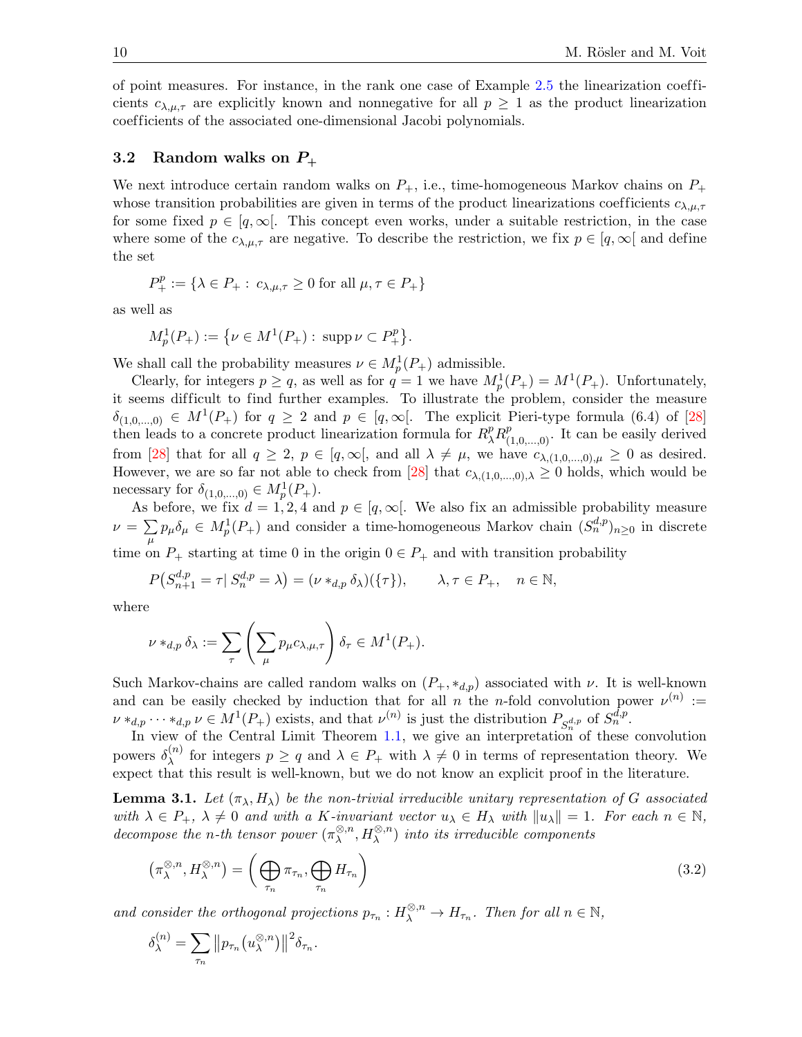of point measures. For instance, in the rank one case of Example 2.5 the linearization coefficients $c_{\lambda,\mu,\tau}$ are explicitly known and nonnegative for all $p \ge 1$ as the product linearization coefficients of the associated one-dimensional Jacobi polynomials.

### 3.2 Random walks on $P_+$

We next introduce certain random walks on $P_+$, i.e., time-homogeneous Markov chains on $P_+$ whose transition probabilities are given in terms of the product linearizations coefficients $c_{\lambda,\mu,\tau}$ for some fixed $p \in [q,\infty[$. This concept even works, under a suitable restriction, in the case where some of the $c_{\lambda,\mu,\tau}$ are negative. To describe the restriction, we fix $p \in [q,\infty[$ and define the set

$$P_+^p := \{\lambda \in P_+ :\ c_{\lambda,\mu,\tau} \ge 0 \text{ for all } \mu,\tau \in P_+\}$$

as well as

$$M_p^1(P_+) := \{\nu \in M^1(P_+) :\ \operatorname{supp}\nu \subset P_+^p\}.$$

We shall call the probability measures $\nu \in M_p^1(P_+)$ admissible.

Clearly, for integers $p \ge q$, as well as for $q = 1$ we have $M_p^1(P_+) = M^1(P_+)$. Unfortunately, it seems difficult to find further examples. To illustrate the problem, consider the measure $\delta_{(1,0,\ldots,0)} \in M^1(P_+)$ for $q \ge 2$ and $p \in [q,\infty[$. The explicit Pieri-type formula (6.4) of [28] then leads to a concrete product linearization formula for $R_\lambda^p R_{(1,0,\ldots,0)}^p$. It can be easily derived from [28] that for all $q \ge 2$, $p \in [q,\infty[$, and all $\lambda \ne \mu$, we have $c_{\lambda,(1,0,\ldots,0),\mu} \ge 0$ as desired. However, we are so far not able to check from [28] that $c_{\lambda,(1,0,\ldots,0),\lambda} \ge 0$ holds, which would be necessary for $\delta_{(1,0,\ldots,0)} \in M_p^1(P_+)$.

As before, we fix $d = 1,2,4$ and $p \in [q,\infty[$. We also fix an admissible probability measure $\nu = \sum_\mu p_\mu \delta_\mu \in M_p^1(P_+)$ and consider a time-homogeneous Markov chain $(S_n^{d,p})_{n\ge 0}$ in discrete time on $P_+$ starting at time 0 in the origin $0 \in P_+$ and with transition probability

$$P\big(S_{n+1}^{d,p} = \tau \,|\, S_n^{d,p} = \lambda\big) = (\nu *_{d,p} \delta_\lambda)(\{\tau\}), \qquad \lambda,\tau \in P_+, \quad n \in \mathbb{N},$$

where

$$\nu *_{d,p} \delta_\lambda := \sum_\tau \left(\sum_\mu p_\mu c_{\lambda,\mu,\tau}\right) \delta_\tau \in M^1(P_+).$$

Such Markov-chains are called random walks on $(P_+, *_{d,p})$ associated with $\nu$. It is well-known and can be easily checked by induction that for all $n$ the $n$-fold convolution power $\nu^{(n)} := \nu *_{d,p} \cdots *_{d,p} \nu \in M^1(P_+)$ exists, and that $\nu^{(n)}$ is just the distribution $P_{S_n^{d,p}}$ of $S_n^{d,p}$.

In view of the Central Limit Theorem 1.1, we give an interpretation of these convolution powers $\delta_\lambda^{(n)}$ for integers $p \ge q$ and $\lambda \in P_+$ with $\lambda \ne 0$ in terms of representation theory. We expect that this result is well-known, but we do not know an explicit proof in the literature.

**Lemma 3.1.** *Let $(\pi_\lambda, H_\lambda)$ be the non-trivial irreducible unitary representation of $G$ associated with $\lambda \in P_+$, $\lambda \ne 0$ and with a $K$-invariant vector $u_\lambda \in H_\lambda$ with $\|u_\lambda\| = 1$. For each $n \in \mathbb{N}$, decompose the $n$-th tensor power $(\pi_\lambda^{\otimes,n}, H_\lambda^{\otimes,n})$ into its irreducible components*

$$\big(\pi_\lambda^{\otimes,n}, H_\lambda^{\otimes,n}\big) = \left(\bigoplus_{\tau_n} \pi_{\tau_n}, \bigoplus_{\tau_n} H_{\tau_n}\right) \tag{3.2}$$

*and consider the orthogonal projections $p_{\tau_n} : H_\lambda^{\otimes,n} \to H_{\tau_n}$. Then for all $n \in \mathbb{N}$,*

$$\delta_\lambda^{(n)} = \sum_{\tau_n} \big\|p_{\tau_n}\big(u_\lambda^{\otimes,n}\big)\big\|^2 \delta_{\tau_n}.$$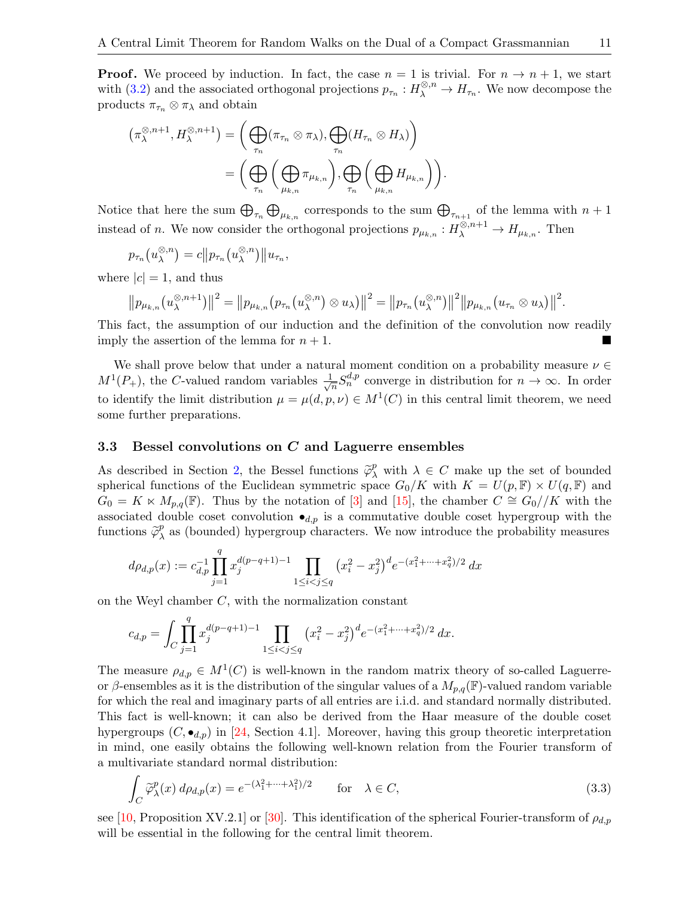**Proof.** We proceed by induction. In fact, the case $n = 1$ is trivial. For $n \to n+1$, we start with (3.2) and the associated orthogonal projections $p_{\tau_n} : H_\lambda^{\otimes,n} \to H_{\tau_n}$. We now decompose the products $\pi_{\tau_n} \otimes \pi_\lambda$ and obtain

$$\left(\pi_\lambda^{\otimes,n+1}, H_\lambda^{\otimes,n+1}\right) = \left(\bigoplus_{\tau_n}(\pi_{\tau_n} \otimes \pi_\lambda), \bigoplus_{\tau_n}(H_{\tau_n} \otimes H_\lambda)\right)$$
$$= \left(\bigoplus_{\tau_n}\left(\bigoplus_{\mu_{k,n}} \pi_{\mu_{k,n}}\right), \bigoplus_{\tau_n}\left(\bigoplus_{\mu_{k,n}} H_{\mu_{k,n}}\right)\right).$$

Notice that here the sum $\bigoplus_{\tau_n}\bigoplus_{\mu_{k,n}}$ corresponds to the sum $\bigoplus_{\tau_{n+1}}$ of the lemma with $n+1$ instead of $n$. We now consider the orthogonal projections $p_{\mu_{k,n}} : H_\lambda^{\otimes,n+1} \to H_{\mu_{k,n}}$. Then

$$p_{\tau_n}(u_\lambda^{\otimes,n}) = c\left\|p_{\tau_n}(u_\lambda^{\otimes,n})\right\| u_{\tau_n},$$

where $|c| = 1$, and thus

$$\left\|p_{\mu_{k,n}}(u_\lambda^{\otimes,n+1})\right\|^2 = \left\|p_{\mu_{k,n}}(p_{\tau_n}(u_\lambda^{\otimes,n}) \otimes u_\lambda)\right\|^2 = \left\|p_{\tau_n}(u_\lambda^{\otimes,n})\right\|^2 \left\|p_{\mu_{k,n}}(u_{\tau_n} \otimes u_\lambda)\right\|^2.$$

This fact, the assumption of our induction and the definition of the convolution now readily imply the assertion of the lemma for $n+1$. ∎

We shall prove below that under a natural moment condition on a probability measure $\nu \in M^1(P_+)$, the $C$-valued random variables $\frac{1}{\sqrt{n}} S_n^{d,p}$ converge in distribution for $n \to \infty$. In order to identify the limit distribution $\mu = \mu(d,p,\nu) \in M^1(C)$ in this central limit theorem, we need some further preparations.

### 3.3 Bessel convolutions on $C$ and Laguerre ensembles

As described in Section 2, the Bessel functions $\widetilde{\varphi}_\lambda^p$ with $\lambda \in C$ make up the set of bounded spherical functions of the Euclidean symmetric space $G_0/K$ with $K = U(p,\mathbb{F}) \times U(q,\mathbb{F})$ and $G_0 = K \ltimes M_{p,q}(\mathbb{F})$. Thus by the notation of [3] and [15], the chamber $C \cong G_0//K$ with the associated double coset convolution $\bullet_{d,p}$ is a commutative double coset hypergroup with the functions $\widetilde{\varphi}_\lambda^p$ as (bounded) hypergroup characters. We now introduce the probability measures

$$d\rho_{d,p}(x) := c_{d,p}^{-1} \prod_{j=1}^q x_j^{d(p-q+1)-1} \prod_{1\le i<j\le q} \left(x_i^2 - x_j^2\right)^d e^{-(x_1^2+\cdots+x_q^2)/2}\, dx$$

on the Weyl chamber $C$, with the normalization constant

$$c_{d,p} = \int_C \prod_{j=1}^q x_j^{d(p-q+1)-1} \prod_{1\le i<j\le q} \left(x_i^2 - x_j^2\right)^d e^{-(x_1^2+\cdots+x_q^2)/2}\, dx.$$

The measure $\rho_{d,p} \in M^1(C)$ is well-known in the random matrix theory of so-called Laguerre- or $\beta$-ensembles as it is the distribution of the singular values of a $M_{p,q}(\mathbb{F})$-valued random variable for which the real and imaginary parts of all entries are i.i.d. and standard normally distributed. This fact is well-known; it can also be derived from the Haar measure of the double coset hypergroups $(C, \bullet_{d,p})$ in [24, Section 4.1]. Moreover, having this group theoretic interpretation in mind, one easily obtains the following well-known relation from the Fourier transform of a multivariate standard normal distribution:

$$\int_C \widetilde{\varphi}_\lambda^p(x)\, d\rho_{d,p}(x) = e^{-(\lambda_1^2+\cdots+\lambda_1^2)/2} \qquad \text{for} \quad \lambda \in C, \tag{3.3}$$

see [10, Proposition XV.2.1] or [30]. This identification of the spherical Fourier-transform of $\rho_{d,p}$ will be essential in the following for the central limit theorem.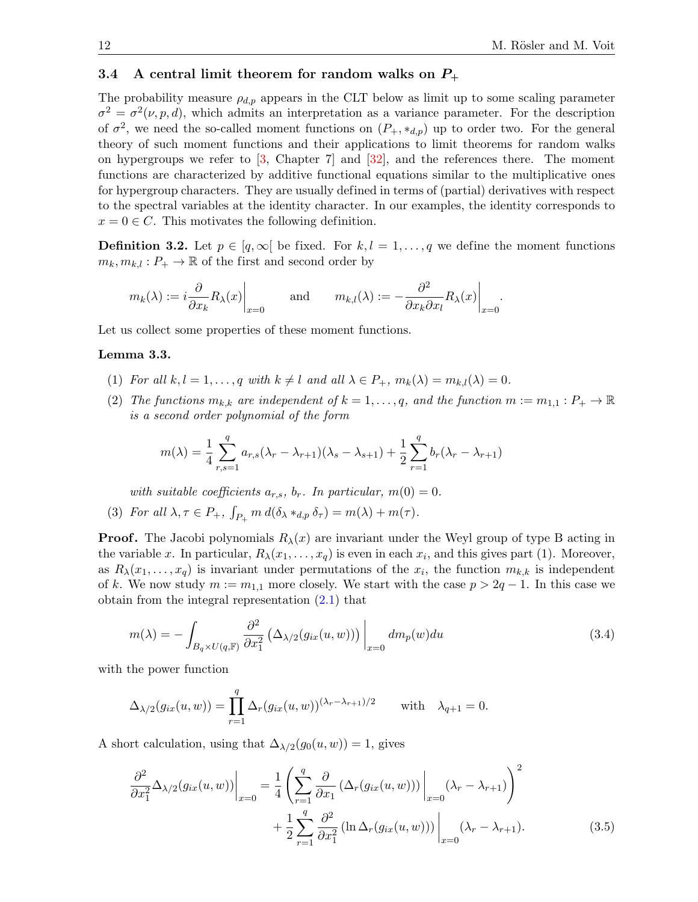### 3.4 A central limit theorem for random walks on $P_+$

The probability measure $\rho_{d,p}$ appears in the CLT below as limit up to some scaling parameter $\sigma^2 = \sigma^2(\nu, p, d)$, which admits an interpretation as a variance parameter. For the description of $\sigma^2$, we need the so-called moment functions on $(P_+, *_{d,p})$ up to order two. For the general theory of such moment functions and their applications to limit theorems for random walks on hypergroups we refer to [3, Chapter 7] and [32], and the references there. The moment functions are characterized by additive functional equations similar to the multiplicative ones for hypergroup characters. They are usually defined in terms of (partial) derivatives with respect to the spectral variables at the identity character. In our examples, the identity corresponds to $x = 0 \in C$. This motivates the following definition.

**Definition 3.2.** Let $p \in [q, \infty[$ be fixed. For $k, l = 1, \ldots, q$ we define the moment functions $m_k, m_{k,l} : P_+ \to \mathbb{R}$ of the first and second order by

$$m_k(\lambda) := i \frac{\partial}{\partial x_k} R_\lambda(x) \Big|_{x=0} \qquad \text{and} \qquad m_{k,l}(\lambda) := -\frac{\partial^2}{\partial x_k \partial x_l} R_\lambda(x) \Big|_{x=0}.$$

Let us collect some properties of these moment functions.

**Lemma 3.3.**

(1) *For all $k, l = 1, \ldots, q$ with $k \neq l$ and all $\lambda \in P_+$, $m_k(\lambda) = m_{k,l}(\lambda) = 0$.*

(2) *The functions $m_{k,k}$ are independent of $k = 1, \ldots, q$, and the function $m := m_{1,1} : P_+ \to \mathbb{R}$ is a second order polynomial of the form*

$$m(\lambda) = \frac{1}{4} \sum_{r,s=1}^{q} a_{r,s}(\lambda_r - \lambda_{r+1})(\lambda_s - \lambda_{s+1}) + \frac{1}{2} \sum_{r=1}^{q} b_r(\lambda_r - \lambda_{r+1})$$

*with suitable coefficients $a_{r,s}$, $b_r$. In particular, $m(0) = 0$.*

(3) *For all $\lambda, \tau \in P_+$, $\int_{P_+} m \, d(\delta_\lambda *_{d,p} \delta_\tau) = m(\lambda) + m(\tau)$.*

**Proof.** The Jacobi polynomials $R_\lambda(x)$ are invariant under the Weyl group of type B acting in the variable $x$. In particular, $R_\lambda(x_1, \ldots, x_q)$ is even in each $x_i$, and this gives part (1). Moreover, as $R_\lambda(x_1, \ldots, x_q)$ is invariant under permutations of the $x_i$, the function $m_{k,k}$ is independent of $k$. We now study $m := m_{1,1}$ more closely. We start with the case $p > 2q - 1$. In this case we obtain from the integral representation (2.1) that

$$m(\lambda) = -\int_{B_q \times U(q,\mathbb{F})} \frac{\partial^2}{\partial x_1^2} \left(\Delta_{\lambda/2}(g_{ix}(u, w))\right) \Big|_{x=0} dm_p(w) du \tag{3.4}$$

with the power function

$$\Delta_{\lambda/2}(g_{ix}(u, w)) = \prod_{r=1}^{q} \Delta_r(g_{ix}(u, w))^{(\lambda_r - \lambda_{r+1})/2} \qquad \text{with} \quad \lambda_{q+1} = 0.$$

A short calculation, using that $\Delta_{\lambda/2}(g_0(u, w)) = 1$, gives

$$\begin{aligned} \frac{\partial^2}{\partial x_1^2} \Delta_{\lambda/2}(g_{ix}(u, w)) \Big|_{x=0} &= \frac{1}{4} \left( \sum_{r=1}^{q} \frac{\partial}{\partial x_1} \left(\Delta_r(g_{ix}(u, w))\right) \Big|_{x=0} (\lambda_r - \lambda_{r+1}) \right)^2 \\ &\quad + \frac{1}{2} \sum_{r=1}^{q} \frac{\partial^2}{\partial x_1^2} \left(\ln \Delta_r(g_{ix}(u, w))\right) \Big|_{x=0} (\lambda_r - \lambda_{r+1}). \end{aligned} \tag{3.5}$$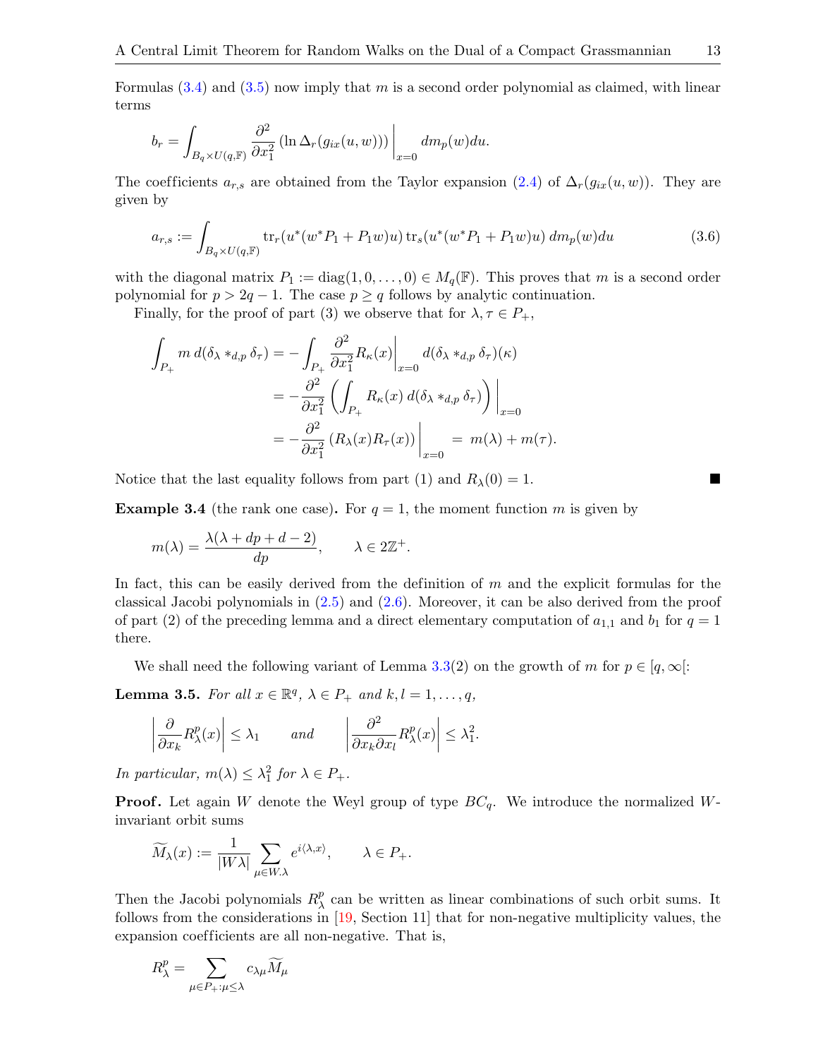Formulas (3.4) and (3.5) now imply that $m$ is a second order polynomial as claimed, with linear terms

$$b_r = \int_{B_q \times U(q,\mathbb{F})} \frac{\partial^2}{\partial x_1^2} \left(\ln \Delta_r(g_{ix}(u,w))\right)\Big|_{x=0} dm_p(w)du.$$

The coefficients $a_{r,s}$ are obtained from the Taylor expansion (2.4) of $\Delta_r(g_{ix}(u,w))$. They are given by

$$a_{r,s} := \int_{B_q \times U(q,\mathbb{F})} \operatorname{tr}_r(u^*(w^*P_1 + P_1 w)u) \operatorname{tr}_s(u^*(w^*P_1 + P_1 w)u)\, dm_p(w)du \tag{3.6}$$

with the diagonal matrix $P_1 := \operatorname{diag}(1, 0, \ldots, 0) \in M_q(\mathbb{F})$. This proves that $m$ is a second order polynomial for $p > 2q - 1$. The case $p \geq q$ follows by analytic continuation.

Finally, for the proof of part (3) we observe that for $\lambda, \tau \in P_+$,

$$\begin{aligned}
\int_{P_+} m\, d(\delta_\lambda *_{d,p} \delta_\tau) &= -\int_{P_+} \frac{\partial^2}{\partial x_1^2} R_\kappa(x)\Big|_{x=0} d(\delta_\lambda *_{d,p} \delta_\tau)(\kappa) \\
&= -\frac{\partial^2}{\partial x_1^2}\left(\int_{P_+} R_\kappa(x)\, d(\delta_\lambda *_{d,p} \delta_\tau)\right)\Big|_{x=0} \\
&= -\frac{\partial^2}{\partial x_1^2}\left(R_\lambda(x) R_\tau(x)\right)\Big|_{x=0} \;=\; m(\lambda) + m(\tau).
\end{aligned}$$

Notice that the last equality follows from part (1) and $R_\lambda(0) = 1$. ∎

**Example 3.4** (the rank one case)**.** For $q = 1$, the moment function $m$ is given by

$$m(\lambda) = \frac{\lambda(\lambda + dp + d - 2)}{dp}, \qquad \lambda \in 2\mathbb{Z}^+.$$

In fact, this can be easily derived from the definition of $m$ and the explicit formulas for the classical Jacobi polynomials in (2.5) and (2.6). Moreover, it can be also derived from the proof of part (2) of the preceding lemma and a direct elementary computation of $a_{1,1}$ and $b_1$ for $q = 1$ there.

We shall need the following variant of Lemma 3.3(2) on the growth of $m$ for $p \in [q, \infty[$:

**Lemma 3.5.** *For all $x \in \mathbb{R}^q$, $\lambda \in P_+$ and $k, l = 1, \ldots, q$,*

$$\left|\frac{\partial}{\partial x_k} R_\lambda^p(x)\right| \leq \lambda_1 \qquad \text{and} \qquad \left|\frac{\partial^2}{\partial x_k \partial x_l} R_\lambda^p(x)\right| \leq \lambda_1^2.$$

*In particular, $m(\lambda) \leq \lambda_1^2$ for $\lambda \in P_+$.*

**Proof.** Let again $W$ denote the Weyl group of type $BC_q$. We introduce the normalized $W$-invariant orbit sums

$$\widetilde{M}_\lambda(x) := \frac{1}{|W\lambda|} \sum_{\mu \in W.\lambda} e^{i\langle \lambda, x\rangle}, \qquad \lambda \in P_+.$$

Then the Jacobi polynomials $R_\lambda^p$ can be written as linear combinations of such orbit sums. It follows from the considerations in [19, Section 11] that for non-negative multiplicity values, the expansion coefficients are all non-negative. That is,

$$R_\lambda^p = \sum_{\mu \in P_+ : \mu \leq \lambda} c_{\lambda\mu} \widetilde{M}_\mu$$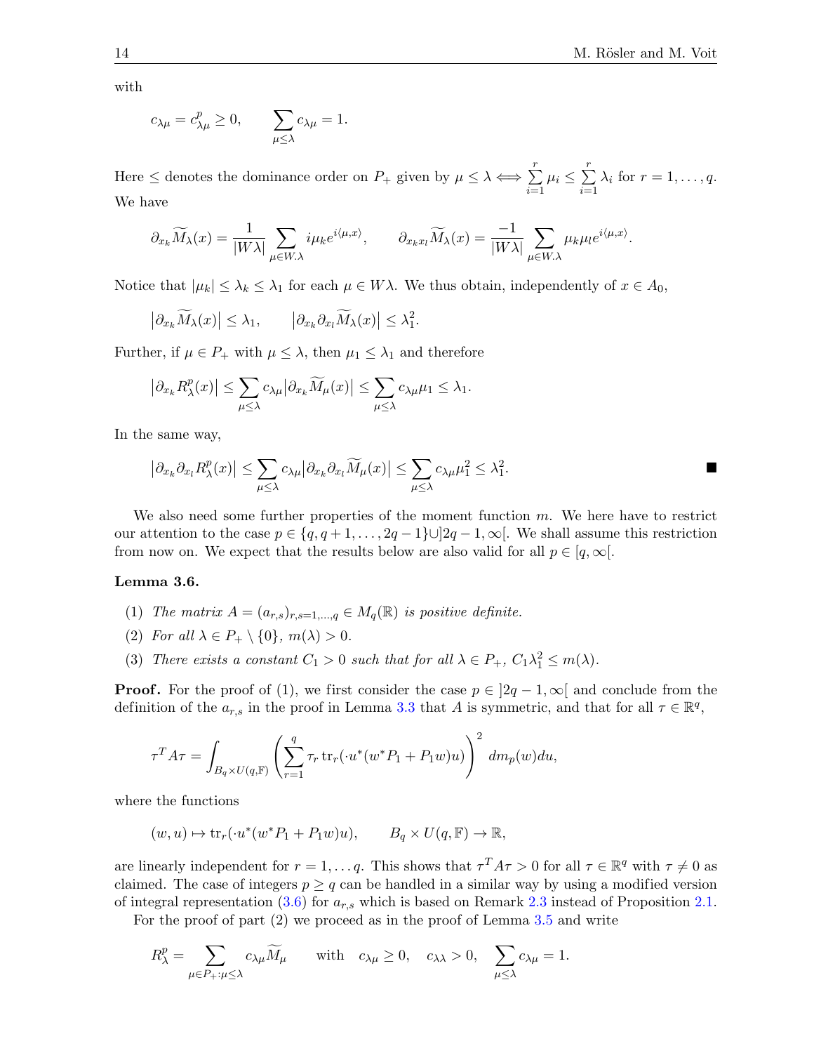with

$$c_{\lambda\mu} = c^p_{\lambda\mu} \geq 0, \qquad \sum_{\mu \leq \lambda} c_{\lambda\mu} = 1.$$

Here $\leq$ denotes the dominance order on $P_+$ given by $\mu \leq \lambda \Longleftrightarrow \sum_{i=1}^{r} \mu_i \leq \sum_{i=1}^{r} \lambda_i$ for $r = 1, \ldots, q$. We have

$$\partial_{x_k} \widetilde{M}_\lambda(x) = \frac{1}{|W\lambda|} \sum_{\mu \in W.\lambda} i\mu_k e^{i\langle \mu, x\rangle}, \qquad \partial_{x_k x_l} \widetilde{M}_\lambda(x) = \frac{-1}{|W\lambda|} \sum_{\mu \in W.\lambda} \mu_k \mu_l e^{i\langle \mu, x\rangle}.$$

Notice that $|\mu_k| \leq \lambda_k \leq \lambda_1$ for each $\mu \in W\lambda$. We thus obtain, independently of $x \in A_0$,

$$\left|\partial_{x_k} \widetilde{M}_\lambda(x)\right| \leq \lambda_1, \qquad \left|\partial_{x_k} \partial_{x_l} \widetilde{M}_\lambda(x)\right| \leq \lambda_1^2.$$

Further, if $\mu \in P_+$ with $\mu \leq \lambda$, then $\mu_1 \leq \lambda_1$ and therefore

$$\left|\partial_{x_k} R^p_\lambda(x)\right| \leq \sum_{\mu \leq \lambda} c_{\lambda\mu} \left|\partial_{x_k} \widetilde{M}_\mu(x)\right| \leq \sum_{\mu \leq \lambda} c_{\lambda\mu} \mu_1 \leq \lambda_1.$$

In the same way,

$$\left|\partial_{x_k} \partial_{x_l} R^p_\lambda(x)\right| \leq \sum_{\mu \leq \lambda} c_{\lambda\mu} \left|\partial_{x_k} \partial_{x_l} \widetilde{M}_\mu(x)\right| \leq \sum_{\mu \leq \lambda} c_{\lambda\mu} \mu_1^2 \leq \lambda_1^2.$$

■

We also need some further properties of the moment function $m$. We here have to restrict our attention to the case $p \in \{q, q+1, \ldots, 2q-1\} \cup ]2q-1, \infty[$. We shall assume this restriction from now on. We expect that the results below are also valid for all $p \in [q, \infty[$.

**Lemma 3.6.**

(1) *The matrix $A = (a_{r,s})_{r,s=1,\ldots,q} \in M_q(\mathbb{R})$ is positive definite.*

(2) *For all $\lambda \in P_+ \setminus \{0\}$, $m(\lambda) > 0$.*

(3) *There exists a constant $C_1 > 0$ such that for all $\lambda \in P_+$, $C_1 \lambda_1^2 \leq m(\lambda)$.*

**Proof.** For the proof of (1), we first consider the case $p \in ]2q-1, \infty[$ and conclude from the definition of the $a_{r,s}$ in the proof in Lemma 3.3 that $A$ is symmetric, and that for all $\tau \in \mathbb{R}^q$,

$$\tau^T A \tau = \int_{B_q \times U(q,\mathbb{F})} \left( \sum_{r=1}^{q} \tau_r \operatorname{tr}_r(\cdot u^*(w^* P_1 + P_1 w)u) \right)^2 \, dm_p(w) du,$$

where the functions

$$(w, u) \mapsto \operatorname{tr}_r(\cdot u^*(w^* P_1 + P_1 w)u), \qquad B_q \times U(q, \mathbb{F}) \to \mathbb{R},$$

are linearly independent for $r = 1, \ldots q$. This shows that $\tau^T A \tau > 0$ for all $\tau \in \mathbb{R}^q$ with $\tau \neq 0$ as claimed. The case of integers $p \geq q$ can be handled in a similar way by using a modified version of integral representation (3.6) for $a_{r,s}$ which is based on Remark 2.3 instead of Proposition 2.1.

For the proof of part (2) we proceed as in the proof of Lemma 3.5 and write

$$R^p_\lambda = \sum_{\mu \in P_+ : \mu \leq \lambda} c_{\lambda\mu} \widetilde{M}_\mu \qquad \text{with} \quad c_{\lambda\mu} \geq 0, \quad c_{\lambda\lambda} > 0, \quad \sum_{\mu \leq \lambda} c_{\lambda\mu} = 1.$$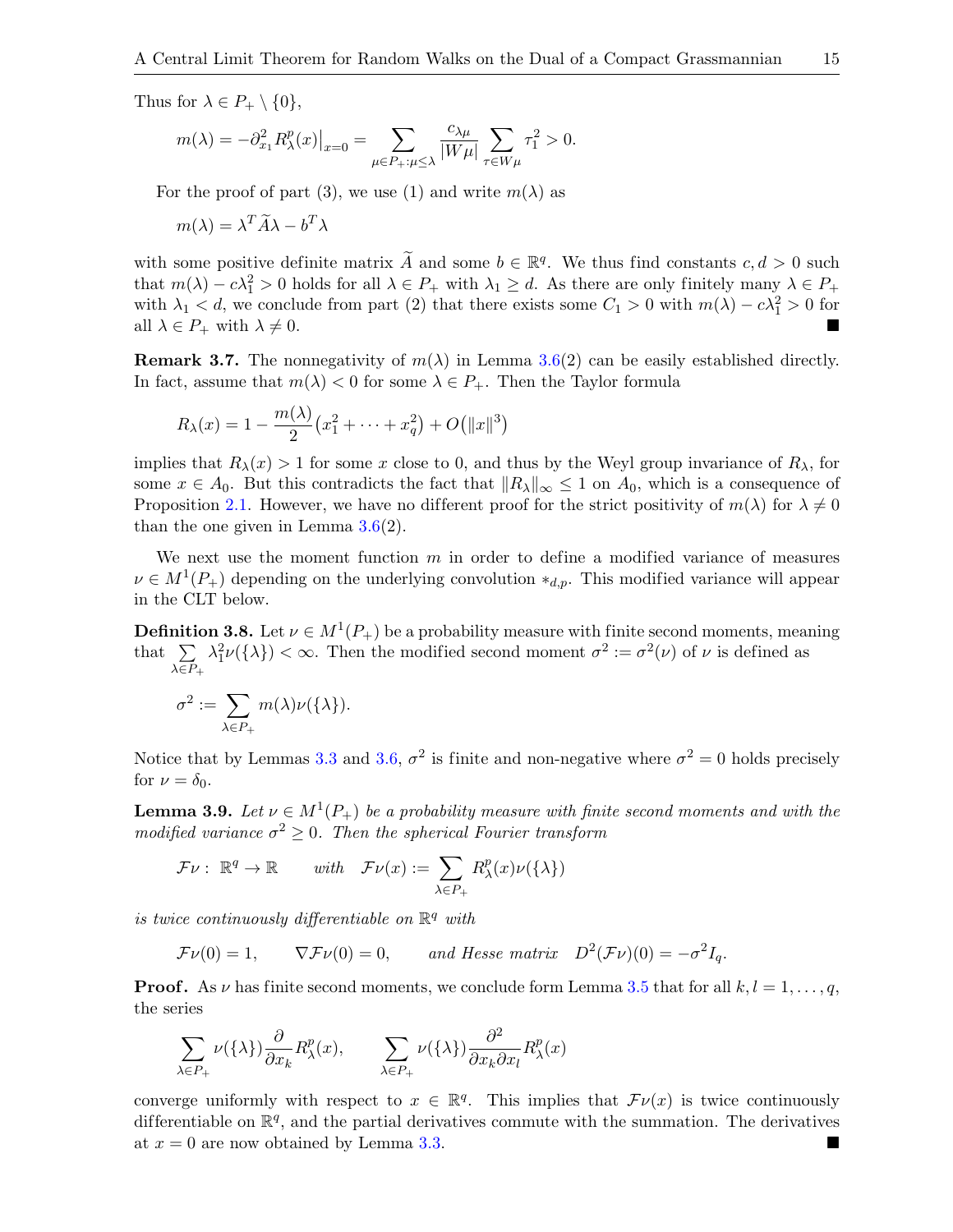Thus for $\lambda \in P_+ \setminus \{0\}$,

$$m(\lambda) = -\partial_{x_1}^2 R_\lambda^p(x)\big|_{x=0} = \sum_{\mu \in P_+ : \mu \leq \lambda} \frac{c_{\lambda\mu}}{|W\mu|} \sum_{\tau \in W\mu} \tau_1^2 > 0.$$

For the proof of part (3), we use (1) and write $m(\lambda)$ as

$$m(\lambda) = \lambda^T \widetilde{A} \lambda - b^T \lambda$$

with some positive definite matrix $\widetilde{A}$ and some $b \in \mathbb{R}^q$. We thus find constants $c, d > 0$ such that $m(\lambda) - c\lambda_1^2 > 0$ holds for all $\lambda \in P_+$ with $\lambda_1 \geq d$. As there are only finitely many $\lambda \in P_+$ with $\lambda_1 < d$, we conclude from part (2) that there exists some $C_1 > 0$ with $m(\lambda) - c\lambda_1^2 > 0$ for all $\lambda \in P_+$ with $\lambda \neq 0$. ∎

**Remark 3.7.** The nonnegativity of $m(\lambda)$ in Lemma 3.6(2) can be easily established directly. In fact, assume that $m(\lambda) < 0$ for some $\lambda \in P_+$. Then the Taylor formula

$$R_\lambda(x) = 1 - \frac{m(\lambda)}{2}\big(x_1^2 + \cdots + x_q^2\big) + O\big(\|x\|^3\big)$$

implies that $R_\lambda(x) > 1$ for some $x$ close to 0, and thus by the Weyl group invariance of $R_\lambda$, for some $x \in A_0$. But this contradicts the fact that $\|R_\lambda\|_\infty \leq 1$ on $A_0$, which is a consequence of Proposition 2.1. However, we have no different proof for the strict positivity of $m(\lambda)$ for $\lambda \neq 0$ than the one given in Lemma 3.6(2).

We next use the moment function $m$ in order to define a modified variance of measures $\nu \in M^1(P_+)$ depending on the underlying convolution $*_{d,p}$. This modified variance will appear in the CLT below.

**Definition 3.8.** Let $\nu \in M^1(P_+)$ be a probability measure with finite second moments, meaning that $\sum_{\lambda \in P_+} \lambda_1^2 \nu(\{\lambda\}) < \infty$. Then the modified second moment $\sigma^2 := \sigma^2(\nu)$ of $\nu$ is defined as

$$\sigma^2 := \sum_{\lambda \in P_+} m(\lambda)\nu(\{\lambda\}).$$

Notice that by Lemmas 3.3 and 3.6, $\sigma^2$ is finite and non-negative where $\sigma^2 = 0$ holds precisely for $\nu = \delta_0$.

**Lemma 3.9.** *Let $\nu \in M^1(P_+)$ be a probability measure with finite second moments and with the modified variance $\sigma^2 \geq 0$. Then the spherical Fourier transform*

$$\mathcal{F}\nu : \mathbb{R}^q \to \mathbb{R} \qquad \text{with} \quad \mathcal{F}\nu(x) := \sum_{\lambda \in P_+} R_\lambda^p(x)\nu(\{\lambda\})$$

*is twice continuously differentiable on $\mathbb{R}^q$ with*

$$\mathcal{F}\nu(0) = 1, \qquad \nabla \mathcal{F}\nu(0) = 0, \qquad \text{and Hesse matrix} \quad D^2(\mathcal{F}\nu)(0) = -\sigma^2 I_q.$$

**Proof.** As $\nu$ has finite second moments, we conclude form Lemma 3.5 that for all $k, l = 1, \ldots, q$, the series

$$\sum_{\lambda \in P_+} \nu(\{\lambda\}) \frac{\partial}{\partial x_k} R_\lambda^p(x), \qquad \sum_{\lambda \in P_+} \nu(\{\lambda\}) \frac{\partial^2}{\partial x_k \partial x_l} R_\lambda^p(x)$$

converge uniformly with respect to $x \in \mathbb{R}^q$. This implies that $\mathcal{F}\nu(x)$ is twice continuously differentiable on $\mathbb{R}^q$, and the partial derivatives commute with the summation. The derivatives at $x = 0$ are now obtained by Lemma 3.3. ∎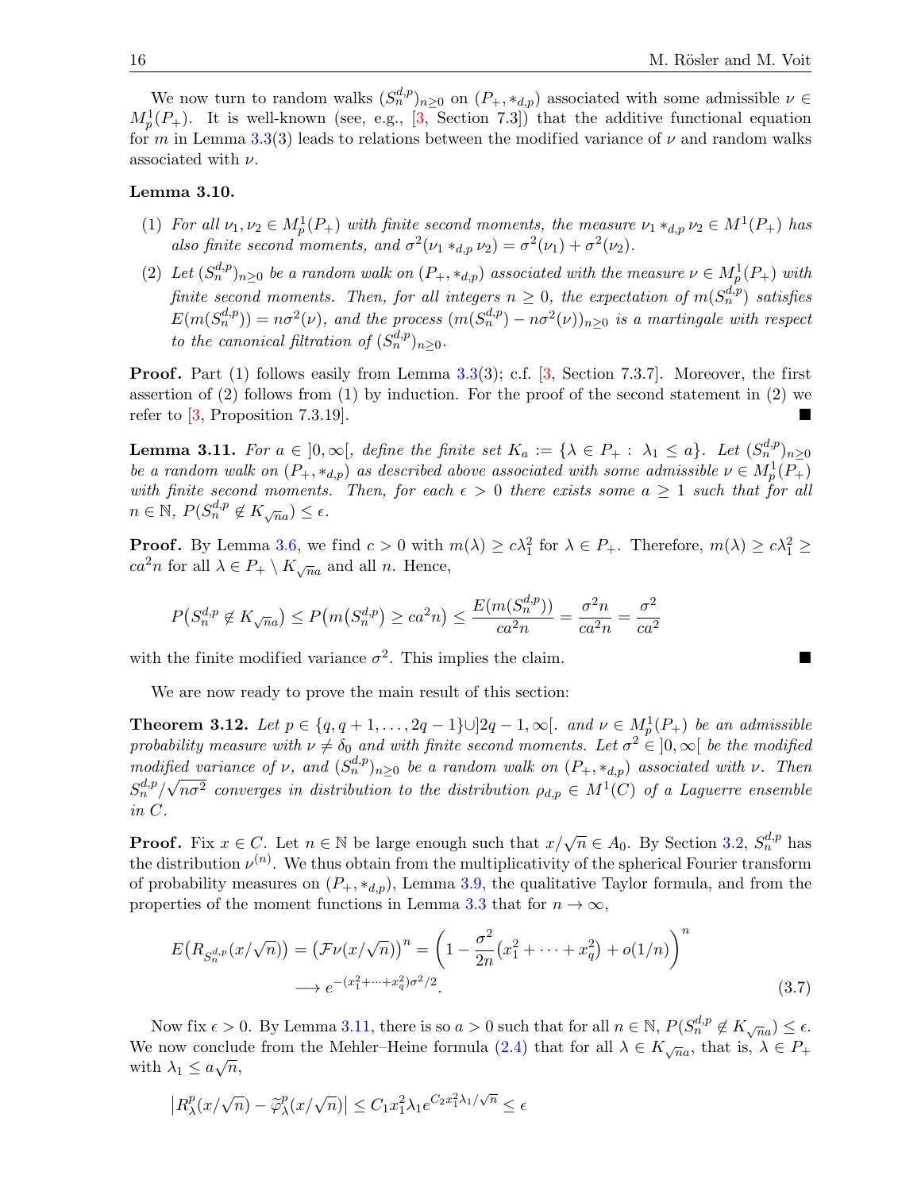We now turn to random walks $(S_n^{d,p})_{n\geq 0}$ on $(P_+, *_{d,p})$ associated with some admissible $\nu \in M_p^1(P_+)$. It is well-known (see, e.g., [3, Section 7.3]) that the additive functional equation for $m$ in Lemma 3.3(3) leads to relations between the modified variance of $\nu$ and random walks associated with $\nu$.

**Lemma 3.10.**

(1) *For all $\nu_1, \nu_2 \in M_p^1(P_+)$ with finite second moments, the measure $\nu_1 *_{d,p} \nu_2 \in M^1(P_+)$ has also finite second moments, and $\sigma^2(\nu_1 *_{d,p} \nu_2) = \sigma^2(\nu_1) + \sigma^2(\nu_2)$.*

(2) *Let $(S_n^{d,p})_{n\geq 0}$ be a random walk on $(P_+, *_{d,p})$ associated with the measure $\nu \in M_p^1(P_+)$ with finite second moments. Then, for all integers $n \geq 0$, the expectation of $m(S_n^{d,p})$ satisfies $E(m(S_n^{d,p})) = n\sigma^2(\nu)$, and the process $(m(S_n^{d,p}) - n\sigma^2(\nu))_{n\geq 0}$ is a martingale with respect to the canonical filtration of $(S_n^{d,p})_{n\geq 0}$.*

**Proof.** Part (1) follows easily from Lemma 3.3(3); c.f. [3, Section 7.3.7]. Moreover, the first assertion of (2) follows from (1) by induction. For the proof of the second statement in (2) we refer to [3, Proposition 7.3.19]. ∎

**Lemma 3.11.** *For $a \in ]0, \infty[$, define the finite set $K_a := \{\lambda \in P_+ : \lambda_1 \leq a\}$. Let $(S_n^{d,p})_{n\geq 0}$ be a random walk on $(P_+, *_{d,p})$ as described above associated with some admissible $\nu \in M_p^1(P_+)$ with finite second moments. Then, for each $\epsilon > 0$ there exists some $a \geq 1$ such that for all $n \in \mathbb{N}$, $P(S_n^{d,p} \notin K_{\sqrt{n}a}) \leq \epsilon$.*

**Proof.** By Lemma 3.6, we find $c > 0$ with $m(\lambda) \geq c\lambda_1^2$ for $\lambda \in P_+$. Therefore, $m(\lambda) \geq c\lambda_1^2 \geq ca^2 n$ for all $\lambda \in P_+ \setminus K_{\sqrt{n}a}$ and all $n$. Hence,

$$P\big(S_n^{d,p} \notin K_{\sqrt{n}a}\big) \leq P\big(m(S_n^{d,p}) \geq ca^2 n\big) \leq \frac{E(m(S_n^{d,p}))}{ca^2 n} = \frac{\sigma^2 n}{ca^2 n} = \frac{\sigma^2}{ca^2}$$

with the finite modified variance $\sigma^2$. This implies the claim. ∎

We are now ready to prove the main result of this section:

**Theorem 3.12.** *Let $p \in \{q, q+1, \ldots, 2q-1\} \cup ]2q-1, \infty[$. and $\nu \in M_p^1(P_+)$ be an admissible probability measure with $\nu \neq \delta_0$ and with finite second moments. Let $\sigma^2 \in ]0, \infty[$ be the modified modified variance of $\nu$, and $(S_n^{d,p})_{n\geq 0}$ be a random walk on $(P_+, *_{d,p})$ associated with $\nu$. Then $S_n^{d,p}/\sqrt{n\sigma^2}$ converges in distribution to the distribution $\rho_{d,p} \in M^1(C)$ of a Laguerre ensemble in $C$.*

**Proof.** Fix $x \in C$. Let $n \in \mathbb{N}$ be large enough such that $x/\sqrt{n} \in A_0$. By Section 3.2, $S_n^{d,p}$ has the distribution $\nu^{(n)}$. We thus obtain from the multiplicativity of the spherical Fourier transform of probability measures on $(P_+, *_{d,p})$, Lemma 3.9, the qualitative Taylor formula, and from the properties of the moment functions in Lemma 3.3 that for $n \to \infty$,

$$\begin{aligned} E\big(R_{S_n^{d,p}}(x/\sqrt{n})\big) &= \big(\mathcal{F}\nu(x/\sqrt{n})\big)^n = \left(1 - \frac{\sigma^2}{2n}\big(x_1^2 + \cdots + x_q^2\big) + o(1/n)\right)^n \\ &\longrightarrow e^{-(x_1^2+\cdots+x_q^2)\sigma^2/2}. \end{aligned} \tag{3.7}$$

Now fix $\epsilon > 0$. By Lemma 3.11, there is so $a > 0$ such that for all $n \in \mathbb{N}$, $P(S_n^{d,p} \notin K_{\sqrt{n}a}) \leq \epsilon$. We now conclude from the Mehler–Heine formula (2.4) that for all $\lambda \in K_{\sqrt{n}a}$, that is, $\lambda \in P_+$ with $\lambda_1 \leq a\sqrt{n}$,

$$\big|R_\lambda^p(x/\sqrt{n}) - \widetilde{\varphi}_\lambda^p(x/\sqrt{n})\big| \leq C_1 x_1^2 \lambda_1 e^{C_2 x_1^2 \lambda_1/\sqrt{n}} \leq \epsilon$$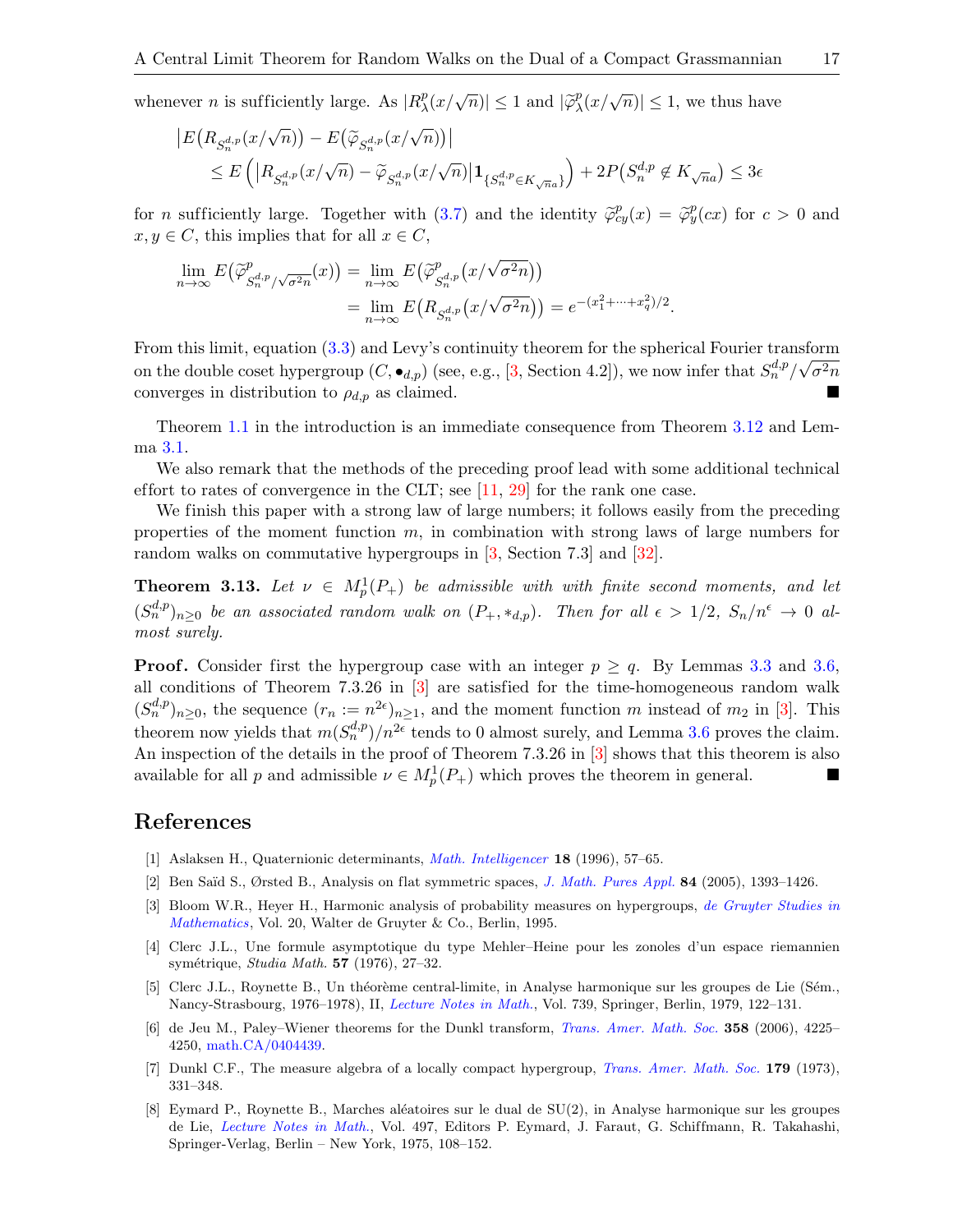whenever $n$ is sufficiently large. As $|R^p_\lambda(x/\sqrt{n})| \le 1$ and $|\widetilde{\varphi}^p_\lambda(x/\sqrt{n})| \le 1$, we thus have

$$
\begin{aligned}
&\big|E\big(R_{S_n^{d,p}}(x/\sqrt{n})\big) - E\big(\widetilde{\varphi}_{S_n^{d,p}}(x/\sqrt{n})\big)\big| \\
&\quad \le E\left(\big|R_{S_n^{d,p}}(x/\sqrt{n}) - \widetilde{\varphi}_{S_n^{d,p}}(x/\sqrt{n})\big| \mathbf{1}_{\{S_n^{d,p} \in K_{\sqrt{n}a}\}}\right) + 2P\big(S_n^{d,p} \notin K_{\sqrt{n}a}\big) \le 3\epsilon
\end{aligned}
$$

for $n$ sufficiently large. Together with (3.7) and the identity $\widetilde{\varphi}^p_{cy}(x) = \widetilde{\varphi}^p_y(cx)$ for $c > 0$ and $x, y \in C$, this implies that for all $x \in C$,

$$
\begin{aligned}
\lim_{n\to\infty} E\big(\widetilde{\varphi}^p_{S_n^{d,p}/\sqrt{\sigma^2 n}}(x)\big) &= \lim_{n\to\infty} E\big(\widetilde{\varphi}^p_{S_n^{d,p}}\big(x/\sqrt{\sigma^2 n}\big)\big) \\
&= \lim_{n\to\infty} E\big(R_{S_n^{d,p}}\big(x/\sqrt{\sigma^2 n}\big)\big) = e^{-(x_1^2+\cdots+x_q^2)/2}.
\end{aligned}
$$

From this limit, equation (3.3) and Levy's continuity theorem for the spherical Fourier transform on the double coset hypergroup $(C, \bullet_{d,p})$ (see, e.g., [3, Section 4.2]), we now infer that $S_n^{d,p}/\sqrt{\sigma^2 n}$ converges in distribution to $\rho_{d,p}$ as claimed. ∎

Theorem 1.1 in the introduction is an immediate consequence from Theorem 3.12 and Lemma 3.1.

We also remark that the methods of the preceding proof lead with some additional technical effort to rates of convergence in the CLT; see [11, 29] for the rank one case.

We finish this paper with a strong law of large numbers; it follows easily from the preceding properties of the moment function $m$, in combination with strong laws of large numbers for random walks on commutative hypergroups in [3, Section 7.3] and [32].

**Theorem 3.13.** *Let $\nu \in M^1_p(P_+)$ be admissible with with finite second moments, and let $(S_n^{d,p})_{n\ge 0}$ be an associated random walk on $(P_+, *_{d,p})$. Then for all $\epsilon > 1/2$, $S_n/n^\epsilon \to 0$ almost surely.*

**Proof.** Consider first the hypergroup case with an integer $p \ge q$. By Lemmas 3.3 and 3.6, all conditions of Theorem 7.3.26 in [3] are satisfied for the time-homogeneous random walk $(S_n^{d,p})_{n\ge 0}$, the sequence $(r_n := n^{2\epsilon})_{n\ge 1}$, and the moment function $m$ instead of $m_2$ in [3]. This theorem now yields that $m(S_n^{d,p})/n^{2\epsilon}$ tends to 0 almost surely, and Lemma 3.6 proves the claim. An inspection of the details in the proof of Theorem 7.3.26 in [3] shows that this theorem is also available for all $p$ and admissible $\nu \in M^1_p(P_+)$ which proves the theorem in general. ∎

## References

[1] Aslaksen H., Quaternionic determinants, *Math. Intelligencer* **18** (1996), 57–65.

[2] Ben Saïd S., Ørsted B., Analysis on flat symmetric spaces, *J. Math. Pures Appl.* **84** (2005), 1393–1426.

[3] Bloom W.R., Heyer H., Harmonic analysis of probability measures on hypergroups, *de Gruyter Studies in Mathematics*, Vol. 20, Walter de Gruyter & Co., Berlin, 1995.

[4] Clerc J.L., Une formule asymptotique du type Mehler–Heine pour les zonoles d'un espace riemannien symétrique, *Studia Math.* **57** (1976), 27–32.

[5] Clerc J.L., Roynette B., Un théorème central-limite, in Analyse harmonique sur les groupes de Lie (Sém., Nancy-Strasbourg, 1976–1978), II, *Lecture Notes in Math.*, Vol. 739, Springer, Berlin, 1979, 122–131.

[6] de Jeu M., Paley–Wiener theorems for the Dunkl transform, *Trans. Amer. Math. Soc.* **358** (2006), 4225–4250, math.CA/0404439.

[7] Dunkl C.F., The measure algebra of a locally compact hypergroup, *Trans. Amer. Math. Soc.* **179** (1973), 331–348.

[8] Eymard P., Roynette B., Marches aléatoires sur le dual de SU(2), in Analyse harmonique sur les groupes de Lie, *Lecture Notes in Math.*, Vol. 497, Editors P. Eymard, J. Faraut, G. Schiffmann, R. Takahashi, Springer-Verlag, Berlin – New York, 1975, 108–152.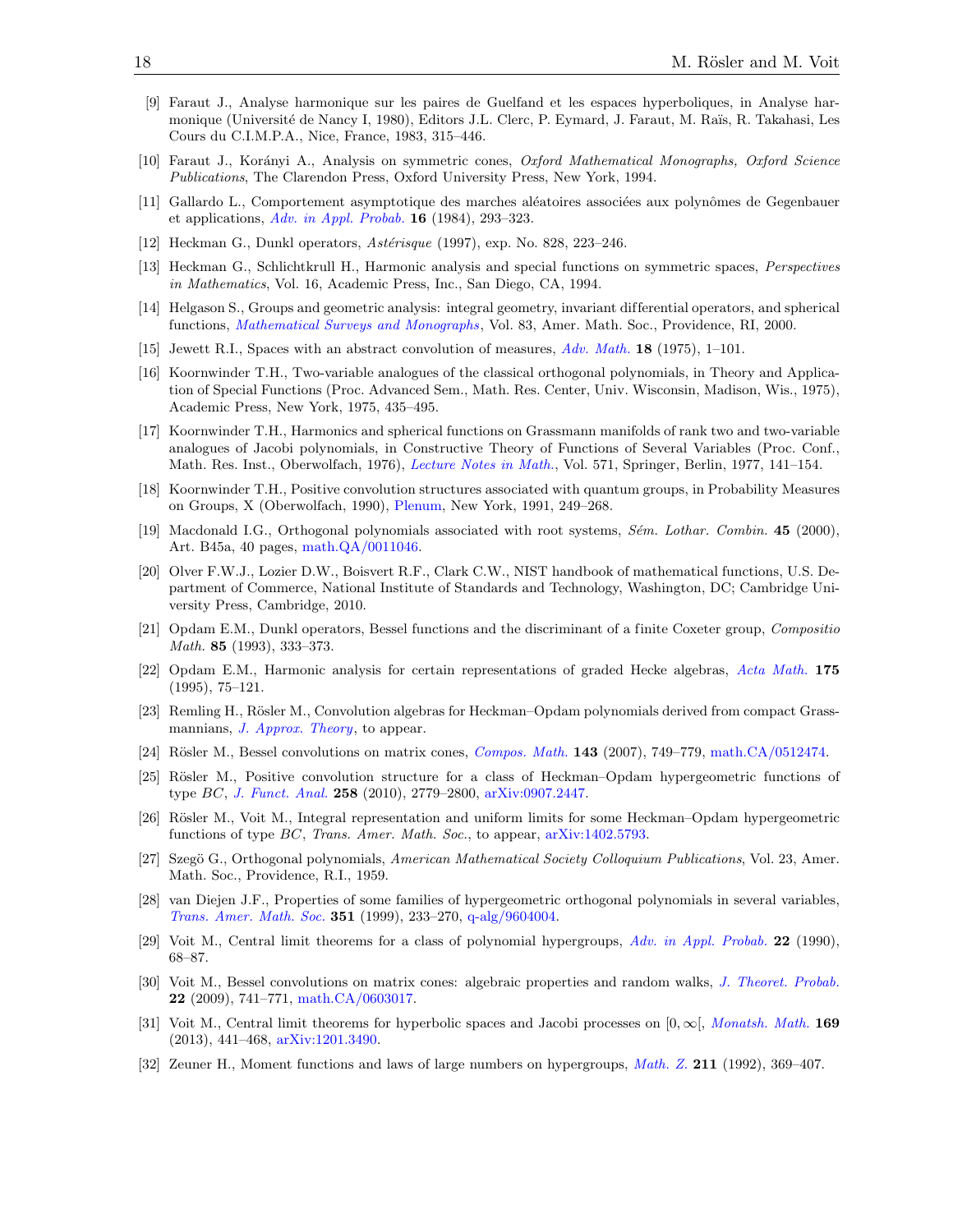[9] Faraut J., Analyse harmonique sur les paires de Guelfand et les espaces hyperboliques, in Analyse harmonique (Université de Nancy I, 1980), Editors J.L. Clerc, P. Eymard, J. Faraut, M. Raïs, R. Takahasi, Les Cours du C.I.M.P.A., Nice, France, 1983, 315–446.

[10] Faraut J., Korányi A., Analysis on symmetric cones, *Oxford Mathematical Monographs, Oxford Science Publications*, The Clarendon Press, Oxford University Press, New York, 1994.

[11] Gallardo L., Comportement asymptotique des marches aléatoires associées aux polynômes de Gegenbauer et applications, *Adv. in Appl. Probab.* **16** (1984), 293–323.

[12] Heckman G., Dunkl operators, *Astérisque* (1997), exp. No. 828, 223–246.

[13] Heckman G., Schlichtkrull H., Harmonic analysis and special functions on symmetric spaces, *Perspectives in Mathematics*, Vol. 16, Academic Press, Inc., San Diego, CA, 1994.

[14] Helgason S., Groups and geometric analysis: integral geometry, invariant differential operators, and spherical functions, *Mathematical Surveys and Monographs*, Vol. 83, Amer. Math. Soc., Providence, RI, 2000.

[15] Jewett R.I., Spaces with an abstract convolution of measures, *Adv. Math.* **18** (1975), 1–101.

[16] Koornwinder T.H., Two-variable analogues of the classical orthogonal polynomials, in Theory and Application of Special Functions (Proc. Advanced Sem., Math. Res. Center, Univ. Wisconsin, Madison, Wis., 1975), Academic Press, New York, 1975, 435–495.

[17] Koornwinder T.H., Harmonics and spherical functions on Grassmann manifolds of rank two and two-variable analogues of Jacobi polynomials, in Constructive Theory of Functions of Several Variables (Proc. Conf., Math. Res. Inst., Oberwolfach, 1976), *Lecture Notes in Math.*, Vol. 571, Springer, Berlin, 1977, 141–154.

[18] Koornwinder T.H., Positive convolution structures associated with quantum groups, in Probability Measures on Groups, X (Oberwolfach, 1990), Plenum, New York, 1991, 249–268.

[19] Macdonald I.G., Orthogonal polynomials associated with root systems, *Sém. Lothar. Combin.* **45** (2000), Art. B45a, 40 pages, math.QA/0011046.

[20] Olver F.W.J., Lozier D.W., Boisvert R.F., Clark C.W., NIST handbook of mathematical functions, U.S. Department of Commerce, National Institute of Standards and Technology, Washington, DC; Cambridge University Press, Cambridge, 2010.

[21] Opdam E.M., Dunkl operators, Bessel functions and the discriminant of a finite Coxeter group, *Compositio Math.* **85** (1993), 333–373.

[22] Opdam E.M., Harmonic analysis for certain representations of graded Hecke algebras, *Acta Math.* **175** (1995), 75–121.

[23] Remling H., Rösler M., Convolution algebras for Heckman–Opdam polynomials derived from compact Grassmannians, *J. Approx. Theory*, to appear.

[24] Rösler M., Bessel convolutions on matrix cones, *Compos. Math.* **143** (2007), 749–779, math.CA/0512474.

[25] Rösler M., Positive convolution structure for a class of Heckman–Opdam hypergeometric functions of type $BC$, *J. Funct. Anal.* **258** (2010), 2779–2800, arXiv:0907.2447.

[26] Rösler M., Voit M., Integral representation and uniform limits for some Heckman–Opdam hypergeometric functions of type $BC$, *Trans. Amer. Math. Soc.*, to appear, arXiv:1402.5793.

[27] Szegö G., Orthogonal polynomials, *American Mathematical Society Colloquium Publications*, Vol. 23, Amer. Math. Soc., Providence, R.I., 1959.

[28] van Diejen J.F., Properties of some families of hypergeometric orthogonal polynomials in several variables, *Trans. Amer. Math. Soc.* **351** (1999), 233–270, q-alg/9604004.

[29] Voit M., Central limit theorems for a class of polynomial hypergroups, *Adv. in Appl. Probab.* **22** (1990), 68–87.

[30] Voit M., Bessel convolutions on matrix cones: algebraic properties and random walks, *J. Theoret. Probab.* **22** (2009), 741–771, math.CA/0603017.

[31] Voit M., Central limit theorems for hyperbolic spaces and Jacobi processes on $[0,\infty[$, *Monatsh. Math.* **169** (2013), 441–468, arXiv:1201.3490.

[32] Zeuner H., Moment functions and laws of large numbers on hypergroups, *Math. Z.* **211** (1992), 369–407.